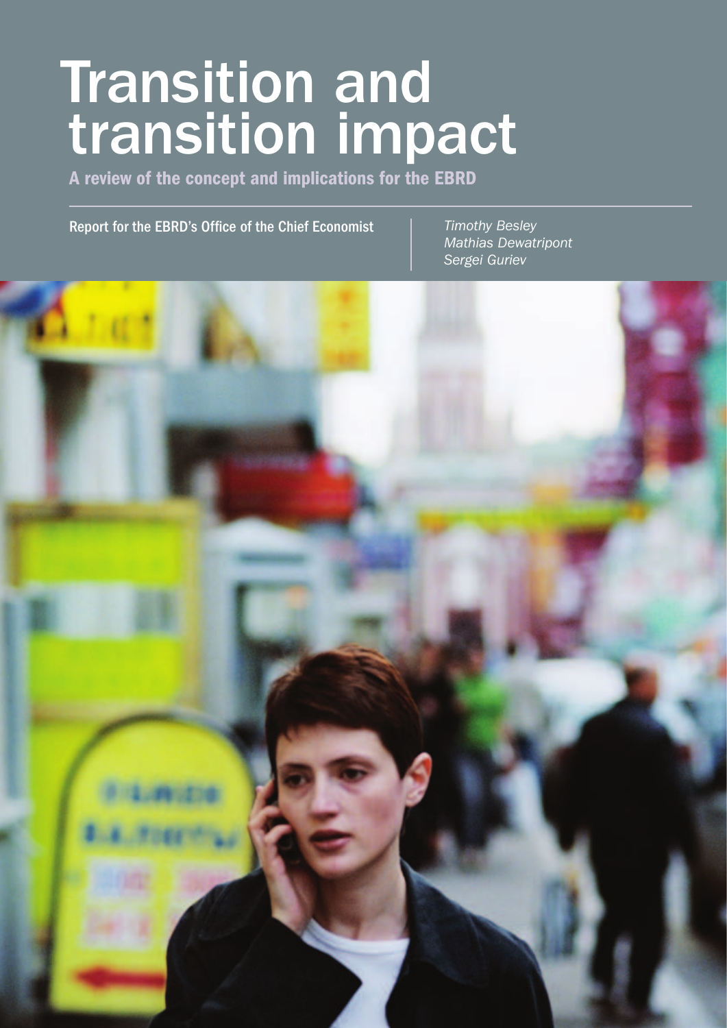# Transition and transition impact

## A review of the concept and implications for the EBRD

Report for the EBRD's Office of the Chief Economist

*Timothy Besley*
*Mathias Dewatripont*
*Sergei Guriev*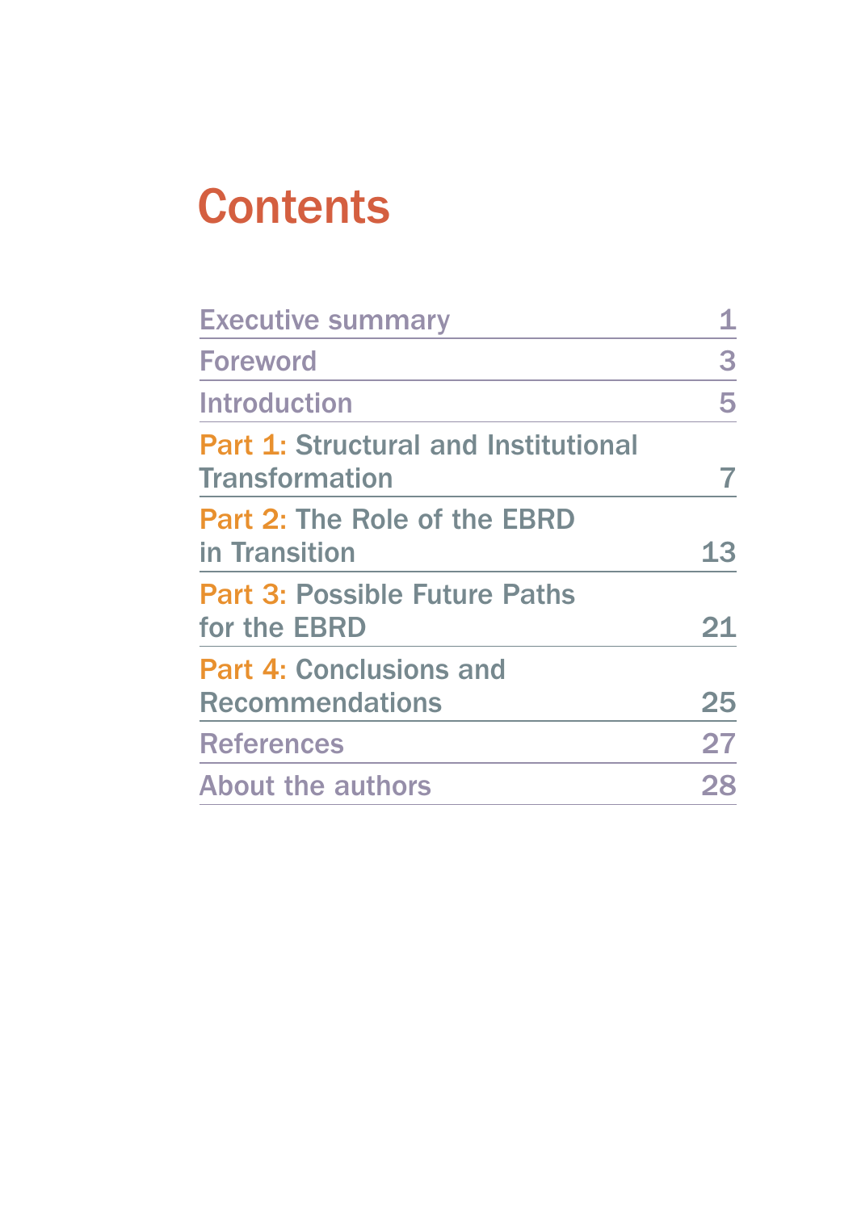# Contents

| | |
|---|---|
| Executive summary | 1 |
| Foreword | 3 |
| Introduction | 5 |
| Part 1: Structural and Institutional Transformation | 7 |
| Part 2: The Role of the EBRD in Transition | 13 |
| Part 3: Possible Future Paths for the EBRD | 21 |
| Part 4: Conclusions and Recommendations | 25 |
| References | 27 |
| About the authors | 28 |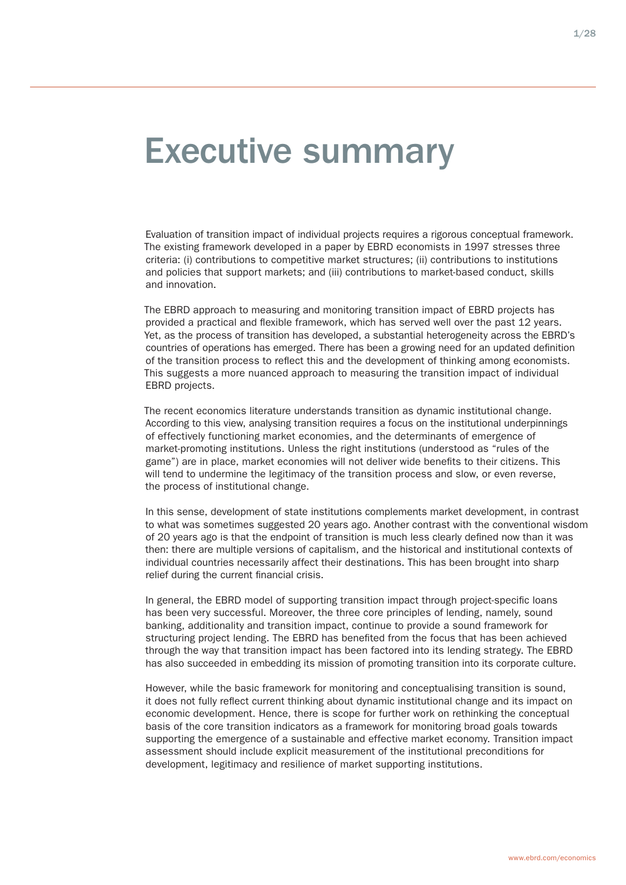# Executive summary

Evaluation of transition impact of individual projects requires a rigorous conceptual framework. The existing framework developed in a paper by EBRD economists in 1997 stresses three criteria: (i) contributions to competitive market structures; (ii) contributions to institutions and policies that support markets; and (iii) contributions to market-based conduct, skills and innovation.

The EBRD approach to measuring and monitoring transition impact of EBRD projects has provided a practical and flexible framework, which has served well over the past 12 years. Yet, as the process of transition has developed, a substantial heterogeneity across the EBRD's countries of operations has emerged. There has been a growing need for an updated definition of the transition process to reflect this and the development of thinking among economists. This suggests a more nuanced approach to measuring the transition impact of individual EBRD projects.

The recent economics literature understands transition as dynamic institutional change. According to this view, analysing transition requires a focus on the institutional underpinnings of effectively functioning market economies, and the determinants of emergence of market-promoting institutions. Unless the right institutions (understood as "rules of the game") are in place, market economies will not deliver wide benefits to their citizens. This will tend to undermine the legitimacy of the transition process and slow, or even reverse, the process of institutional change.

In this sense, development of state institutions complements market development, in contrast to what was sometimes suggested 20 years ago. Another contrast with the conventional wisdom of 20 years ago is that the endpoint of transition is much less clearly defined now than it was then: there are multiple versions of capitalism, and the historical and institutional contexts of individual countries necessarily affect their destinations. This has been brought into sharp relief during the current financial crisis.

In general, the EBRD model of supporting transition impact through project-specific loans has been very successful. Moreover, the three core principles of lending, namely, sound banking, additionality and transition impact, continue to provide a sound framework for structuring project lending. The EBRD has benefited from the focus that has been achieved through the way that transition impact has been factored into its lending strategy. The EBRD has also succeeded in embedding its mission of promoting transition into its corporate culture.

However, while the basic framework for monitoring and conceptualising transition is sound, it does not fully reflect current thinking about dynamic institutional change and its impact on economic development. Hence, there is scope for further work on rethinking the conceptual basis of the core transition indicators as a framework for monitoring broad goals towards supporting the emergence of a sustainable and effective market economy. Transition impact assessment should include explicit measurement of the institutional preconditions for development, legitimacy and resilience of market supporting institutions.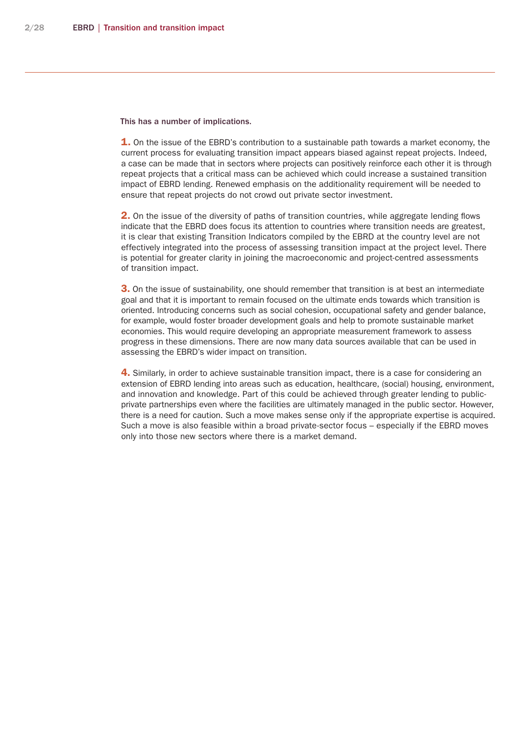**This has a number of implications.**

**1.** On the issue of the EBRD's contribution to a sustainable path towards a market economy, the current process for evaluating transition impact appears biased against repeat projects. Indeed, a case can be made that in sectors where projects can positively reinforce each other it is through repeat projects that a critical mass can be achieved which could increase a sustained transition impact of EBRD lending. Renewed emphasis on the additionality requirement will be needed to ensure that repeat projects do not crowd out private sector investment.

**2.** On the issue of the diversity of paths of transition countries, while aggregate lending flows indicate that the EBRD does focus its attention to countries where transition needs are greatest, it is clear that existing Transition Indicators compiled by the EBRD at the country level are not effectively integrated into the process of assessing transition impact at the project level. There is potential for greater clarity in joining the macroeconomic and project-centred assessments of transition impact.

**3.** On the issue of sustainability, one should remember that transition is at best an intermediate goal and that it is important to remain focused on the ultimate ends towards which transition is oriented. Introducing concerns such as social cohesion, occupational safety and gender balance, for example, would foster broader development goals and help to promote sustainable market economies. This would require developing an appropriate measurement framework to assess progress in these dimensions. There are now many data sources available that can be used in assessing the EBRD's wider impact on transition.

**4.** Similarly, in order to achieve sustainable transition impact, there is a case for considering an extension of EBRD lending into areas such as education, healthcare, (social) housing, environment, and innovation and knowledge. Part of this could be achieved through greater lending to public-private partnerships even where the facilities are ultimately managed in the public sector. However, there is a need for caution. Such a move makes sense only if the appropriate expertise is acquired. Such a move is also feasible within a broad private-sector focus – especially if the EBRD moves only into those new sectors where there is a market demand.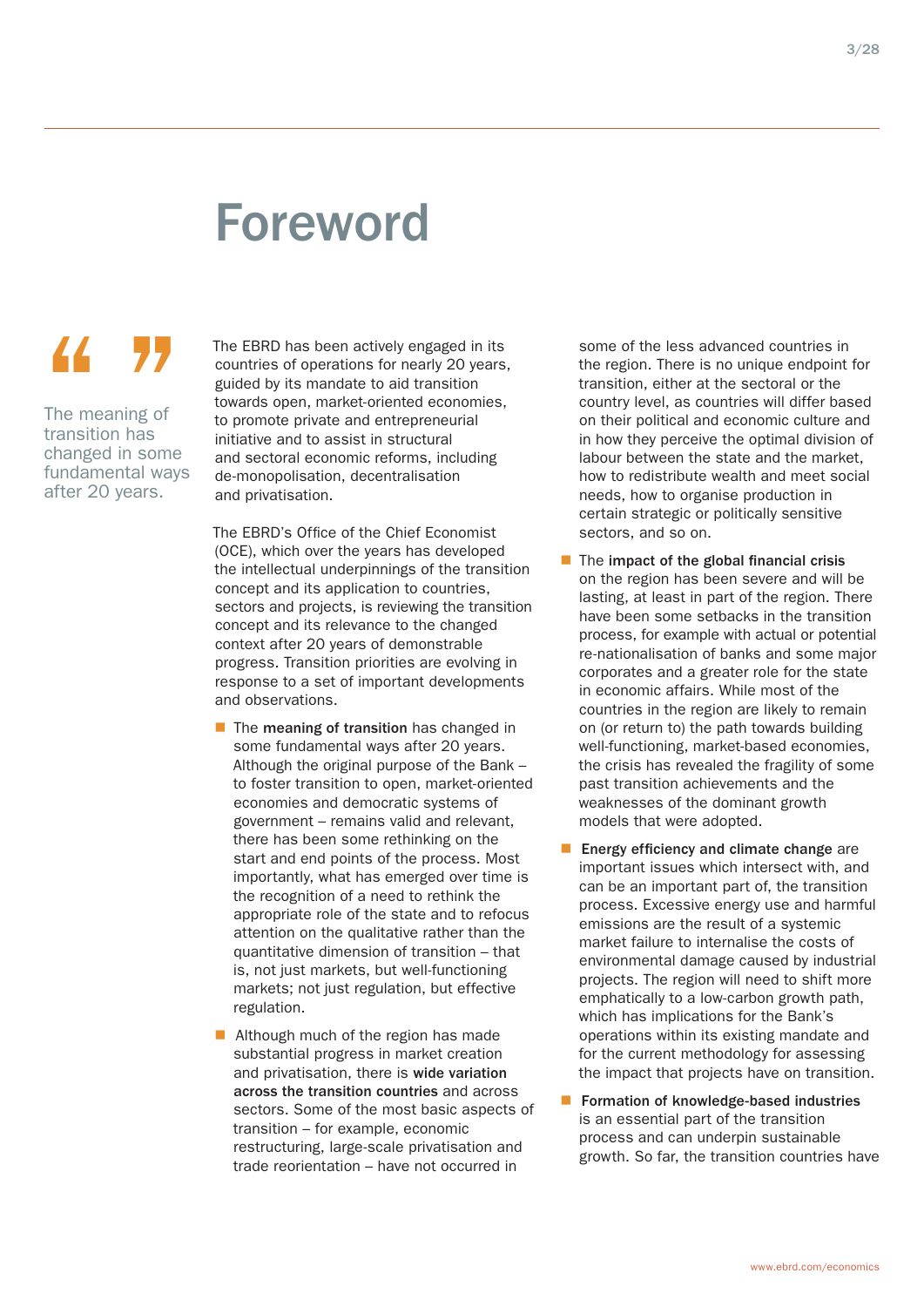# Foreword

> The meaning of transition has changed in some fundamental ways after 20 years.

The EBRD has been actively engaged in its countries of operations for nearly 20 years, guided by its mandate to aid transition towards open, market-oriented economies, to promote private and entrepreneurial initiative and to assist in structural and sectoral economic reforms, including de-monopolisation, decentralisation and privatisation.

The EBRD's Office of the Chief Economist (OCE), which over the years has developed the intellectual underpinnings of the transition concept and its application to countries, sectors and projects, is reviewing the transition concept and its relevance to the changed context after 20 years of demonstrable progress. Transition priorities are evolving in response to a set of important developments and observations.

- The **meaning of transition** has changed in some fundamental ways after 20 years. Although the original purpose of the Bank – to foster transition to open, market-oriented economies and democratic systems of government – remains valid and relevant, there has been some rethinking on the start and end points of the process. Most importantly, what has emerged over time is the recognition of a need to rethink the appropriate role of the state and to refocus attention on the qualitative rather than the quantitative dimension of transition – that is, not just markets, but well-functioning markets; not just regulation, but effective regulation.
- Although much of the region has made substantial progress in market creation and privatisation, there is **wide variation across the transition countries** and across sectors. Some of the most basic aspects of transition – for example, economic restructuring, large-scale privatisation and trade reorientation – have not occurred in some of the less advanced countries in the region. There is no unique endpoint for transition, either at the sectoral or the country level, as countries will differ based on their political and economic culture and in how they perceive the optimal division of labour between the state and the market, how to redistribute wealth and meet social needs, how to organise production in certain strategic or politically sensitive sectors, and so on.
- The **impact of the global financial crisis** on the region has been severe and will be lasting, at least in part of the region. There have been some setbacks in the transition process, for example with actual or potential re-nationalisation of banks and some major corporates and a greater role for the state in economic affairs. While most of the countries in the region are likely to remain on (or return to) the path towards building well-functioning, market-based economies, the crisis has revealed the fragility of some past transition achievements and the weaknesses of the dominant growth models that were adopted.
- **Energy efficiency and climate change** are important issues which intersect with, and can be an important part of, the transition process. Excessive energy use and harmful emissions are the result of a systemic market failure to internalise the costs of environmental damage caused by industrial projects. The region will need to shift more emphatically to a low-carbon growth path, which has implications for the Bank's operations within its existing mandate and for the current methodology for assessing the impact that projects have on transition.
- **Formation of knowledge-based industries** is an essential part of the transition process and can underpin sustainable growth. So far, the transition countries have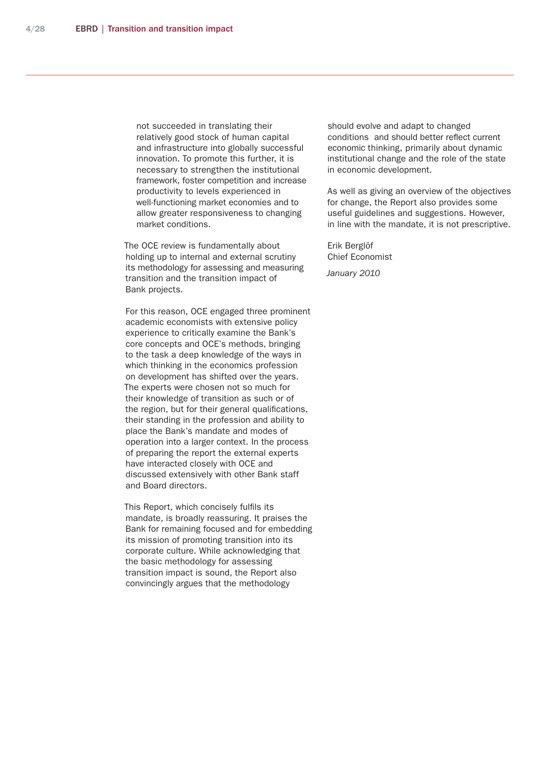not succeeded in translating their relatively good stock of human capital and infrastructure into globally successful innovation. To promote this further, it is necessary to strengthen the institutional framework, foster competition and increase productivity to levels experienced in well-functioning market economies and to allow greater responsiveness to changing market conditions.

The OCE review is fundamentally about holding up to internal and external scrutiny its methodology for assessing and measuring transition and the transition impact of Bank projects.

For this reason, OCE engaged three prominent academic economists with extensive policy experience to critically examine the Bank's core concepts and OCE's methods, bringing to the task a deep knowledge of the ways in which thinking in the economics profession on development has shifted over the years. The experts were chosen not so much for their knowledge of transition as such or of the region, but for their general qualifications, their standing in the profession and ability to place the Bank's mandate and modes of operation into a larger context. In the process of preparing the report the external experts have interacted closely with OCE and discussed extensively with other Bank staff and Board directors.

This Report, which concisely fulfils its mandate, is broadly reassuring. It praises the Bank for remaining focused and for embedding its mission of promoting transition into its corporate culture. While acknowledging that the basic methodology for assessing transition impact is sound, the Report also convincingly argues that the methodology should evolve and adapt to changed conditions and should better reflect current economic thinking, primarily about dynamic institutional change and the role of the state in economic development.

As well as giving an overview of the objectives for change, the Report also provides some useful guidelines and suggestions. However, in line with the mandate, it is not prescriptive.

Erik Berglöf
Chief Economist

*January 2010*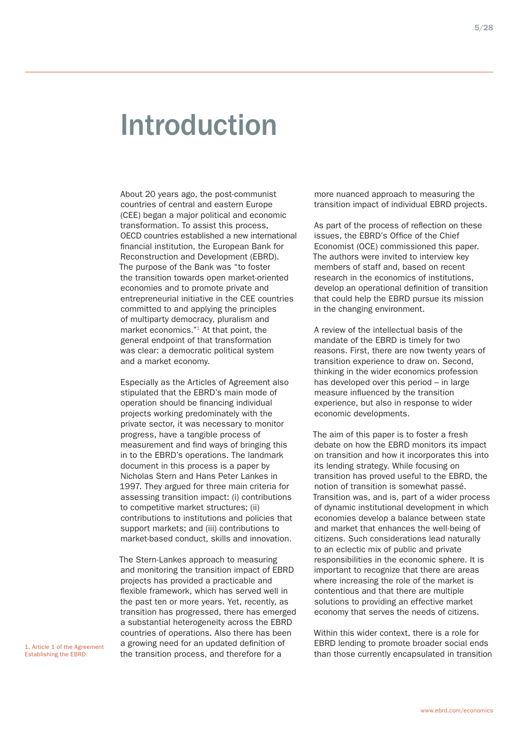# Introduction

About 20 years ago, the post-communist countries of central and eastern Europe (CEE) began a major political and economic transformation. To assist this process, OECD countries established a new international financial institution, the European Bank for Reconstruction and Development (EBRD). The purpose of the Bank was "to foster the transition towards open market-oriented economies and to promote private and entrepreneurial initiative in the CEE countries committed to and applying the principles of multiparty democracy, pluralism and market economics."[1] At that point, the general endpoint of that transformation was clear: a democratic political system and a market economy.

Especially as the Articles of Agreement also stipulated that the EBRD's main mode of operation should be financing individual projects working predominately with the private sector, it was necessary to monitor progress, have a tangible process of measurement and find ways of bringing this in to the EBRD's operations. The landmark document in this process is a paper by Nicholas Stern and Hans Peter Lankes in 1997. They argued for three main criteria for assessing transition impact: (i) contributions to competitive market structures; (ii) contributions to institutions and policies that support markets; and (iii) contributions to market-based conduct, skills and innovation.

The Stern-Lankes approach to measuring and monitoring the transition impact of EBRD projects has provided a practicable and flexible framework, which has served well in the past ten or more years. Yet, recently, as transition has progressed, there has emerged a substantial heterogeneity across the EBRD countries of operations. Also there has been a growing need for an updated definition of the transition process, and therefore for a more nuanced approach to measuring the transition impact of individual EBRD projects.

As part of the process of reflection on these issues, the EBRD's Office of the Chief Economist (OCE) commissioned this paper. The authors were invited to interview key members of staff and, based on recent research in the economics of institutions, develop an operational definition of transition that could help the EBRD pursue its mission in the changing environment.

A review of the intellectual basis of the mandate of the EBRD is timely for two reasons. First, there are now twenty years of transition experience to draw on. Second, thinking in the wider economics profession has developed over this period – in large measure influenced by the transition experience, but also in response to wider economic developments.

The aim of this paper is to foster a fresh debate on how the EBRD monitors its impact on transition and how it incorporates this into its lending strategy. While focusing on transition has proved useful to the EBRD, the notion of transition is somewhat passé. Transition was, and is, part of a wider process of dynamic institutional development in which economies develop a balance between state and market that enhances the well-being of citizens. Such considerations lead naturally to an eclectic mix of public and private responsibilities in the economic sphere. It is important to recognize that there are areas where increasing the role of the market is contentious and that there are multiple solutions to providing an effective market economy that serves the needs of citizens.

Within this wider context, there is a role for EBRD lending to promote broader social ends than those currently encapsulated in transition

1. Article 1 of the Agreement Establishing the EBRD.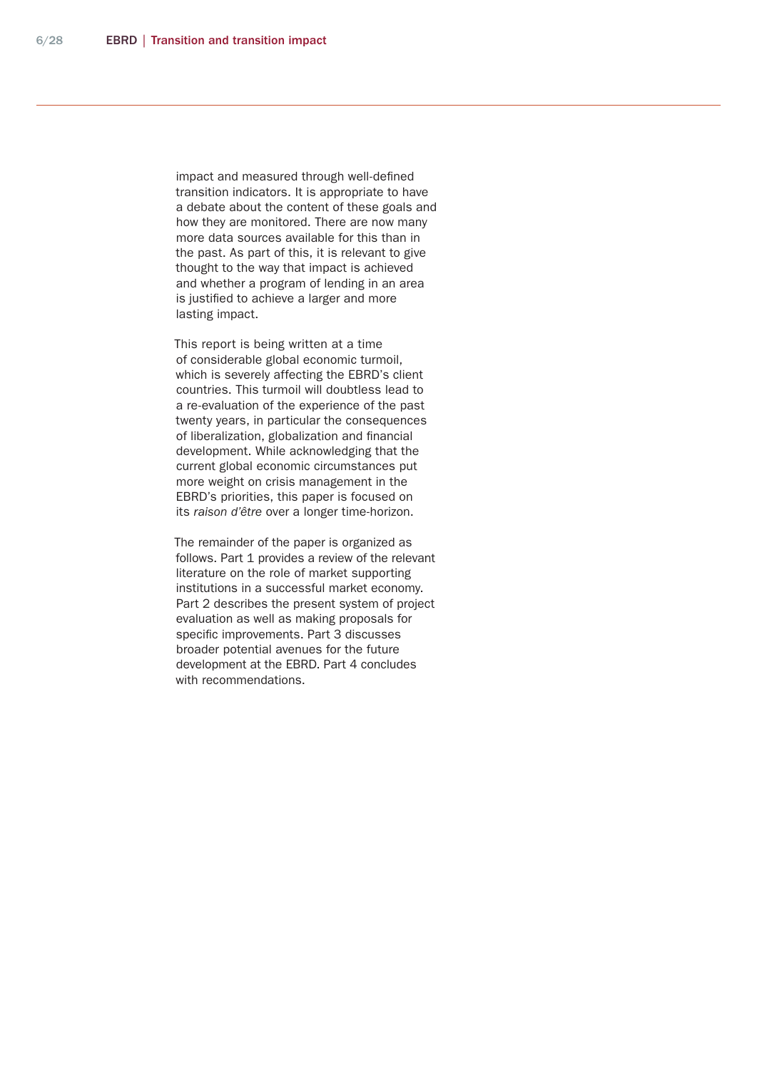impact and measured through well-defined transition indicators. It is appropriate to have a debate about the content of these goals and how they are monitored. There are now many more data sources available for this than in the past. As part of this, it is relevant to give thought to the way that impact is achieved and whether a program of lending in an area is justified to achieve a larger and more lasting impact.

This report is being written at a time of considerable global economic turmoil, which is severely affecting the EBRD's client countries. This turmoil will doubtless lead to a re-evaluation of the experience of the past twenty years, in particular the consequences of liberalization, globalization and financial development. While acknowledging that the current global economic circumstances put more weight on crisis management in the EBRD's priorities, this paper is focused on its *raison d'être* over a longer time-horizon.

The remainder of the paper is organized as follows. Part 1 provides a review of the relevant literature on the role of market supporting institutions in a successful market economy. Part 2 describes the present system of project evaluation as well as making proposals for specific improvements. Part 3 discusses broader potential avenues for the future development at the EBRD. Part 4 concludes with recommendations.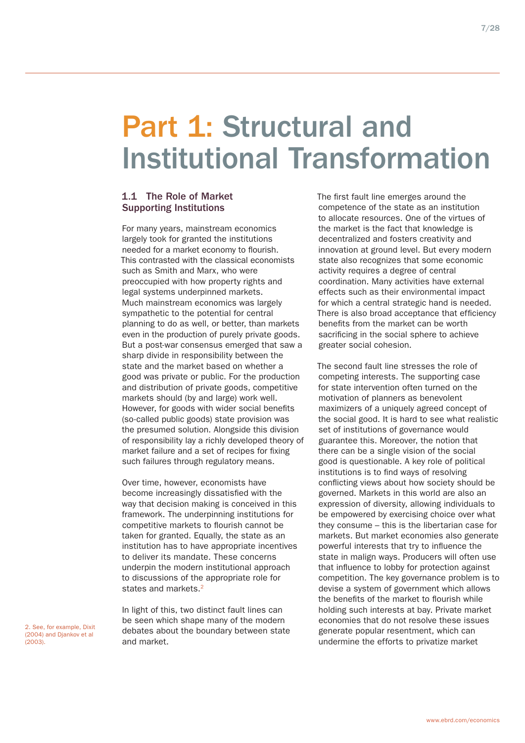# Part 1: Structural and Institutional Transformation

## 1.1 The Role of Market Supporting Institutions

For many years, mainstream economics largely took for granted the institutions needed for a market economy to flourish. This contrasted with the classical economists such as Smith and Marx, who were preoccupied with how property rights and legal systems underpinned markets. Much mainstream economics was largely sympathetic to the potential for central planning to do as well, or better, than markets even in the production of purely private goods. But a post-war consensus emerged that saw a sharp divide in responsibility between the state and the market based on whether a good was private or public. For the production and distribution of private goods, competitive markets should (by and large) work well. However, for goods with wider social benefits (so-called public goods) state provision was the presumed solution. Alongside this division of responsibility lay a richly developed theory of market failure and a set of recipes for fixing such failures through regulatory means.

Over time, however, economists have become increasingly dissatisfied with the way that decision making is conceived in this framework. The underpinning institutions for competitive markets to flourish cannot be taken for granted. Equally, the state as an institution has to have appropriate incentives to deliver its mandate. These concerns underpin the modern institutional approach to discussions of the appropriate role for states and markets.[2]

In light of this, two distinct fault lines can be seen which shape many of the modern debates about the boundary between state and market.

The first fault line emerges around the competence of the state as an institution to allocate resources. One of the virtues of the market is the fact that knowledge is decentralized and fosters creativity and innovation at ground level. But every modern state also recognizes that some economic activity requires a degree of central coordination. Many activities have external effects such as their environmental impact for which a central strategic hand is needed. There is also broad acceptance that efficiency benefits from the market can be worth sacrificing in the social sphere to achieve greater social cohesion.

The second fault line stresses the role of competing interests. The supporting case for state intervention often turned on the motivation of planners as benevolent maximizers of a uniquely agreed concept of the social good. It is hard to see what realistic set of institutions of governance would guarantee this. Moreover, the notion that there can be a single vision of the social good is questionable. A key role of political institutions is to find ways of resolving conflicting views about how society should be governed. Markets in this world are also an expression of diversity, allowing individuals to be empowered by exercising choice over what they consume – this is the libertarian case for markets. But market economies also generate powerful interests that try to influence the state in malign ways. Producers will often use that influence to lobby for protection against competition. The key governance problem is to devise a system of government which allows the benefits of the market to flourish while holding such interests at bay. Private market economies that do not resolve these issues generate popular resentment, which can undermine the efforts to privatize market

2. See, for example, Dixit (2004) and Djankov et al (2003).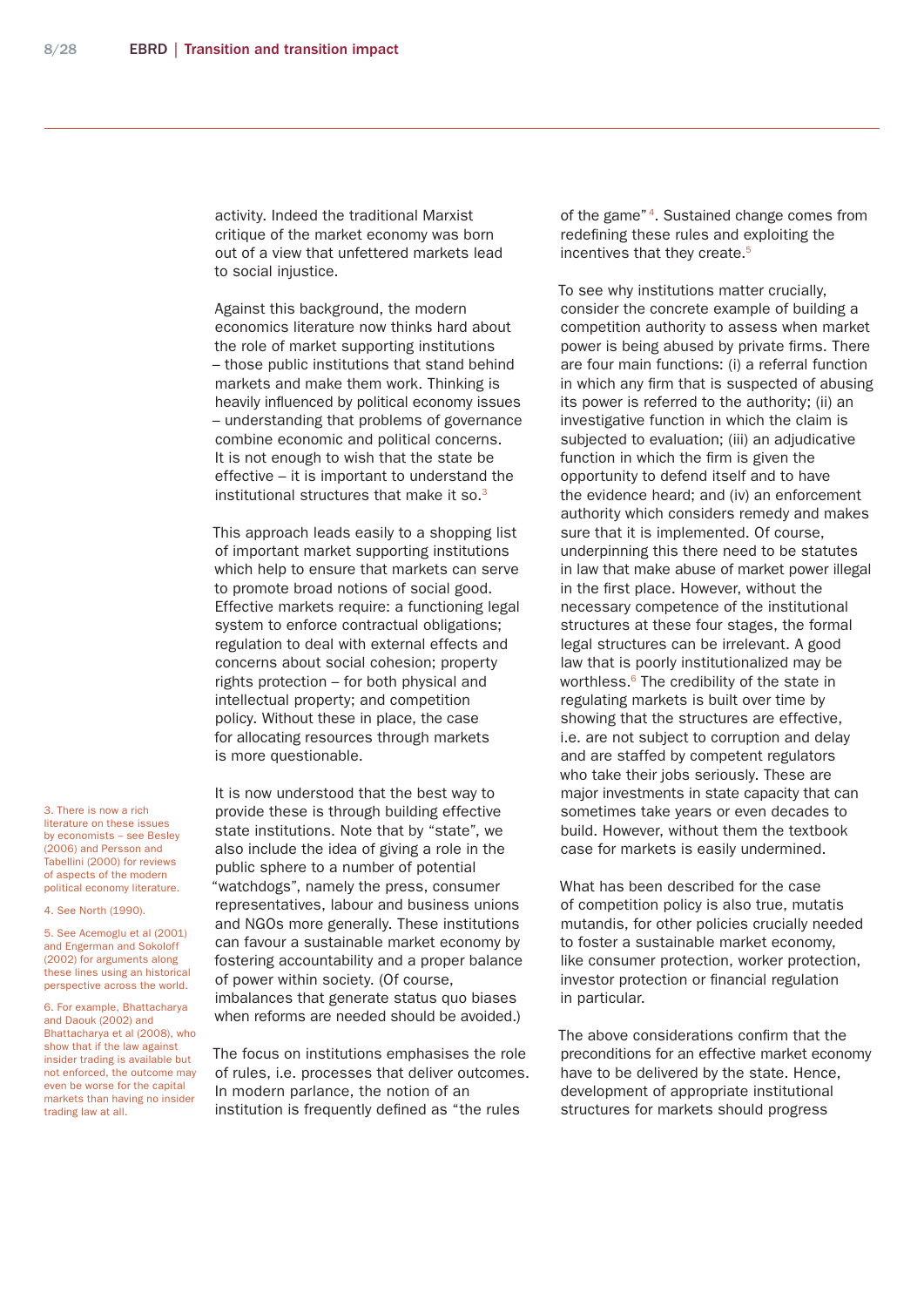activity. Indeed the traditional Marxist critique of the market economy was born out of a view that unfettered markets lead to social injustice.

Against this background, the modern economics literature now thinks hard about the role of market supporting institutions – those public institutions that stand behind markets and make them work. Thinking is heavily influenced by political economy issues – understanding that problems of governance combine economic and political concerns. It is not enough to wish that the state be effective – it is important to understand the institutional structures that make it so.[3]

This approach leads easily to a shopping list of important market supporting institutions which help to ensure that markets can serve to promote broad notions of social good. Effective markets require: a functioning legal system to enforce contractual obligations; regulation to deal with external effects and concerns about social cohesion; property rights protection – for both physical and intellectual property; and competition policy. Without these in place, the case for allocating resources through markets is more questionable.

It is now understood that the best way to provide these is through building effective state institutions. Note that by "state", we also include the idea of giving a role in the public sphere to a number of potential "watchdogs", namely the press, consumer representatives, labour and business unions and NGOs more generally. These institutions can favour a sustainable market economy by fostering accountability and a proper balance of power within society. (Of course, imbalances that generate status quo biases when reforms are needed should be avoided.)

The focus on institutions emphasises the role of rules, i.e. processes that deliver outcomes. In modern parlance, the notion of an institution is frequently defined as "the rules of the game"[4]. Sustained change comes from redefining these rules and exploiting the incentives that they create.[5]

To see why institutions matter crucially, consider the concrete example of building a competition authority to assess when market power is being abused by private firms. There are four main functions: (i) a referral function in which any firm that is suspected of abusing its power is referred to the authority; (ii) an investigative function in which the claim is subjected to evaluation; (iii) an adjudicative function in which the firm is given the opportunity to defend itself and to have the evidence heard; and (iv) an enforcement authority which considers remedy and makes sure that it is implemented. Of course, underpinning this there need to be statutes in law that make abuse of market power illegal in the first place. However, without the necessary competence of the institutional structures at these four stages, the formal legal structures can be irrelevant. A good law that is poorly institutionalized may be worthless.[6] The credibility of the state in regulating markets is built over time by showing that the structures are effective, i.e. are not subject to corruption and delay and are staffed by competent regulators who take their jobs seriously. These are major investments in state capacity that can sometimes take years or even decades to build. However, without them the textbook case for markets is easily undermined.

What has been described for the case of competition policy is also true, mutatis mutandis, for other policies crucially needed to foster a sustainable market economy, like consumer protection, worker protection, investor protection or financial regulation in particular.

The above considerations confirm that the preconditions for an effective market economy have to be delivered by the state. Hence, development of appropriate institutional structures for markets should progress

3. There is now a rich literature on these issues by economists – see Besley (2006) and Persson and Tabellini (2000) for reviews of aspects of the modern political economy literature.

4. See North (1990).

5. See Acemoglu et al (2001) and Engerman and Sokoloff (2002) for arguments along these lines using an historical perspective across the world.

6. For example, Bhattacharya and Daouk (2002) and Bhattacharya et al (2008), who show that if the law against insider trading is available but not enforced, the outcome may even be worse for the capital markets than having no insider trading law at all.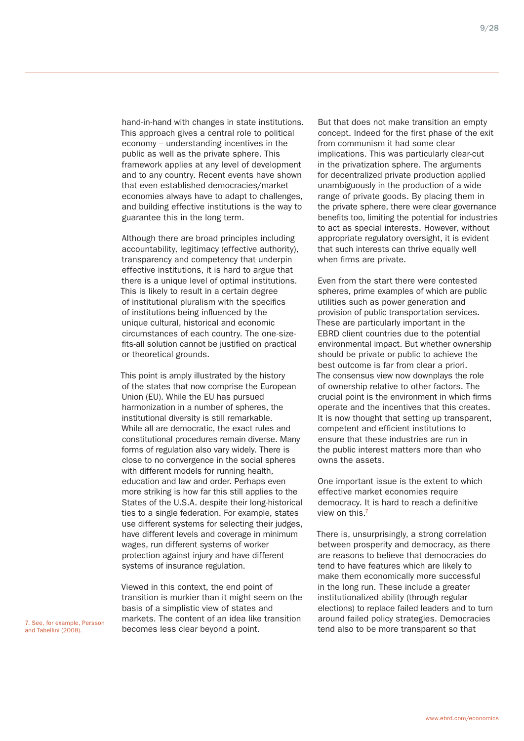hand-in-hand with changes in state institutions. This approach gives a central role to political economy – understanding incentives in the public as well as the private sphere. This framework applies at any level of development and to any country. Recent events have shown that even established democracies/market economies always have to adapt to challenges, and building effective institutions is the way to guarantee this in the long term.

Although there are broad principles including accountability, legitimacy (effective authority), transparency and competency that underpin effective institutions, it is hard to argue that there is a unique level of optimal institutions. This is likely to result in a certain degree of institutional pluralism with the specifics of institutions being influenced by the unique cultural, historical and economic circumstances of each country. The one-size-fits-all solution cannot be justified on practical or theoretical grounds.

This point is amply illustrated by the history of the states that now comprise the European Union (EU). While the EU has pursued harmonization in a number of spheres, the institutional diversity is still remarkable. While all are democratic, the exact rules and constitutional procedures remain diverse. Many forms of regulation also vary widely. There is close to no convergence in the social spheres with different models for running health, education and law and order. Perhaps even more striking is how far this still applies to the States of the U.S.A. despite their long-historical ties to a single federation. For example, states use different systems for selecting their judges, have different levels and coverage in minimum wages, run different systems of worker protection against injury and have different systems of insurance regulation.

Viewed in this context, the end point of transition is murkier than it might seem on the basis of a simplistic view of states and markets. The content of an idea like transition becomes less clear beyond a point.

But that does not make transition an empty concept. Indeed for the first phase of the exit from communism it had some clear implications. This was particularly clear-cut in the privatization sphere. The arguments for decentralized private production applied unambiguously in the production of a wide range of private goods. By placing them in the private sphere, there were clear governance benefits too, limiting the potential for industries to act as special interests. However, without appropriate regulatory oversight, it is evident that such interests can thrive equally well when firms are private.

Even from the start there were contested spheres, prime examples of which are public utilities such as power generation and provision of public transportation services. These are particularly important in the EBRD client countries due to the potential environmental impact. But whether ownership should be private or public to achieve the best outcome is far from clear a priori. The consensus view now downplays the role of ownership relative to other factors. The crucial point is the environment in which firms operate and the incentives that this creates. It is now thought that setting up transparent, competent and efficient institutions to ensure that these industries are run in the public interest matters more than who owns the assets.

One important issue is the extent to which effective market economies require democracy. It is hard to reach a definitive view on this.[7]

There is, unsurprisingly, a strong correlation between prosperity and democracy, as there are reasons to believe that democracies do tend to have features which are likely to make them economically more successful in the long run. These include a greater institutionalized ability (through regular elections) to replace failed leaders and to turn around failed policy strategies. Democracies tend also to be more transparent so that

7. See, for example, Persson and Tabellini (2008).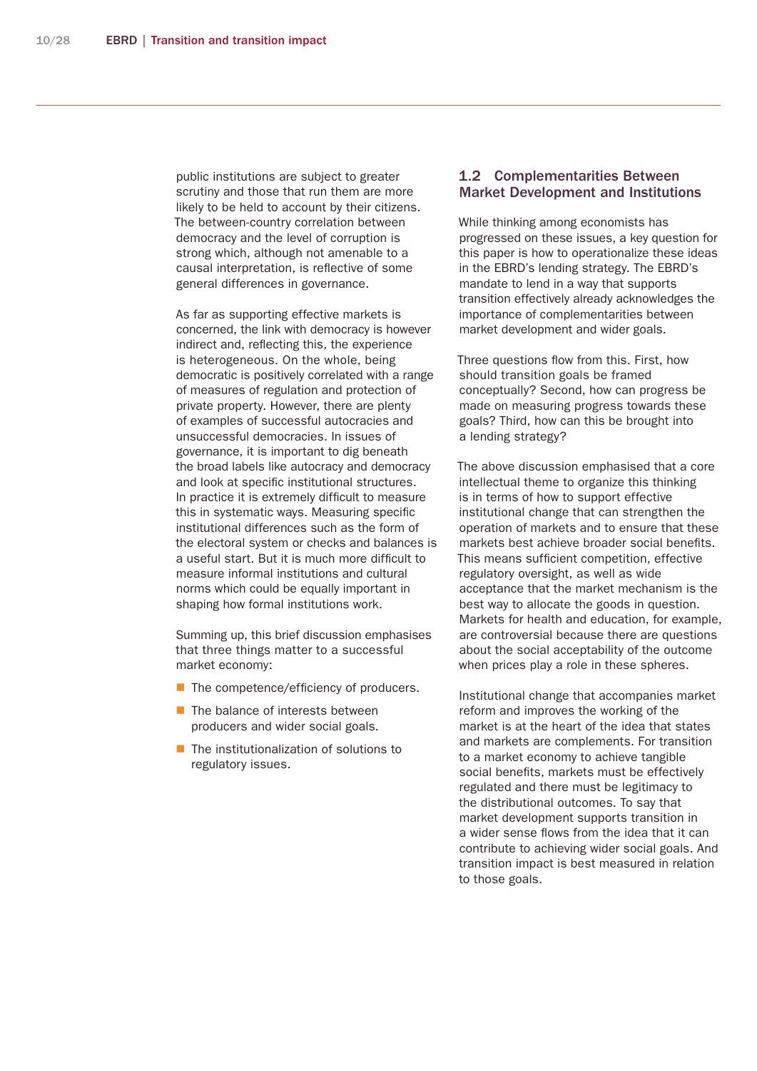public institutions are subject to greater scrutiny and those that run them are more likely to be held to account by their citizens. The between-country correlation between democracy and the level of corruption is strong which, although not amenable to a causal interpretation, is reflective of some general differences in governance.

As far as supporting effective markets is concerned, the link with democracy is however indirect and, reflecting this, the experience is heterogeneous. On the whole, being democratic is positively correlated with a range of measures of regulation and protection of private property. However, there are plenty of examples of successful autocracies and unsuccessful democracies. In issues of governance, it is important to dig beneath the broad labels like autocracy and democracy and look at specific institutional structures. In practice it is extremely difficult to measure this in systematic ways. Measuring specific institutional differences such as the form of the electoral system or checks and balances is a useful start. But it is much more difficult to measure informal institutions and cultural norms which could be equally important in shaping how formal institutions work.

Summing up, this brief discussion emphasises that three things matter to a successful market economy:

- The competence/efficiency of producers.
- The balance of interests between producers and wider social goals.
- The institutionalization of solutions to regulatory issues.

## 1.2 Complementarities Between Market Development and Institutions

While thinking among economists has progressed on these issues, a key question for this paper is how to operationalize these ideas in the EBRD's lending strategy. The EBRD's mandate to lend in a way that supports transition effectively already acknowledges the importance of complementarities between market development and wider goals.

Three questions flow from this. First, how should transition goals be framed conceptually? Second, how can progress be made on measuring progress towards these goals? Third, how can this be brought into a lending strategy?

The above discussion emphasised that a core intellectual theme to organize this thinking is in terms of how to support effective institutional change that can strengthen the operation of markets and to ensure that these markets best achieve broader social benefits. This means sufficient competition, effective regulatory oversight, as well as wide acceptance that the market mechanism is the best way to allocate the goods in question. Markets for health and education, for example, are controversial because there are questions about the social acceptability of the outcome when prices play a role in these spheres.

Institutional change that accompanies market reform and improves the working of the market is at the heart of the idea that states and markets are complements. For transition to a market economy to achieve tangible social benefits, markets must be effectively regulated and there must be legitimacy to the distributional outcomes. To say that market development supports transition in a wider sense flows from the idea that it can contribute to achieving wider social goals. And transition impact is best measured in relation to those goals.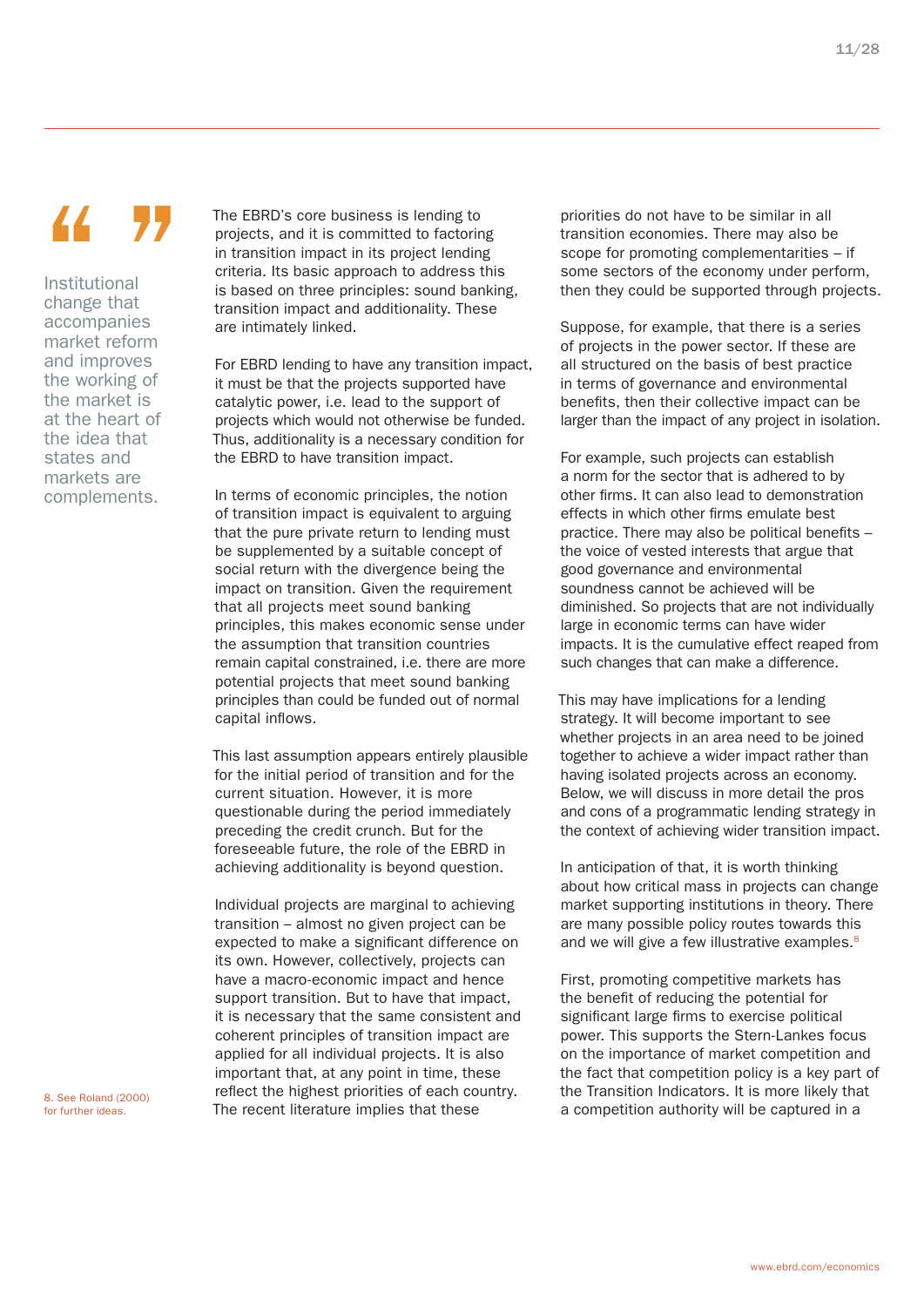> Institutional change that accompanies market reform and improves the working of the market is at the heart of the idea that states and markets are complements.

The EBRD's core business is lending to projects, and it is committed to factoring in transition impact in its project lending criteria. Its basic approach to address this is based on three principles: sound banking, transition impact and additionality. These are intimately linked.

For EBRD lending to have any transition impact, it must be that the projects supported have catalytic power, i.e. lead to the support of projects which would not otherwise be funded. Thus, additionality is a necessary condition for the EBRD to have transition impact.

In terms of economic principles, the notion of transition impact is equivalent to arguing that the pure private return to lending must be supplemented by a suitable concept of social return with the divergence being the impact on transition. Given the requirement that all projects meet sound banking principles, this makes economic sense under the assumption that transition countries remain capital constrained, i.e. there are more potential projects that meet sound banking principles than could be funded out of normal capital inflows.

This last assumption appears entirely plausible for the initial period of transition and for the current situation. However, it is more questionable during the period immediately preceding the credit crunch. But for the foreseeable future, the role of the EBRD in achieving additionality is beyond question.

Individual projects are marginal to achieving transition – almost no given project can be expected to make a significant difference on its own. However, collectively, projects can have a macro-economic impact and hence support transition. But to have that impact, it is necessary that the same consistent and coherent principles of transition impact are applied for all individual projects. It is also important that, at any point in time, these reflect the highest priorities of each country. The recent literature implies that these priorities do not have to be similar in all transition economies. There may also be scope for promoting complementarities – if some sectors of the economy under perform, then they could be supported through projects.

Suppose, for example, that there is a series of projects in the power sector. If these are all structured on the basis of best practice in terms of governance and environmental benefits, then their collective impact can be larger than the impact of any project in isolation.

For example, such projects can establish a norm for the sector that is adhered to by other firms. It can also lead to demonstration effects in which other firms emulate best practice. There may also be political benefits – the voice of vested interests that argue that good governance and environmental soundness cannot be achieved will be diminished. So projects that are not individually large in economic terms can have wider impacts. It is the cumulative effect reaped from such changes that can make a difference.

This may have implications for a lending strategy. It will become important to see whether projects in an area need to be joined together to achieve a wider impact rather than having isolated projects across an economy. Below, we will discuss in more detail the pros and cons of a programmatic lending strategy in the context of achieving wider transition impact.

In anticipation of that, it is worth thinking about how critical mass in projects can change market supporting institutions in theory. There are many possible policy routes towards this and we will give a few illustrative examples.[8]

First, promoting competitive markets has the benefit of reducing the potential for significant large firms to exercise political power. This supports the Stern-Lankes focus on the importance of market competition and the fact that competition policy is a key part of the Transition Indicators. It is more likely that a competition authority will be captured in a

8. See Roland (2000) for further ideas.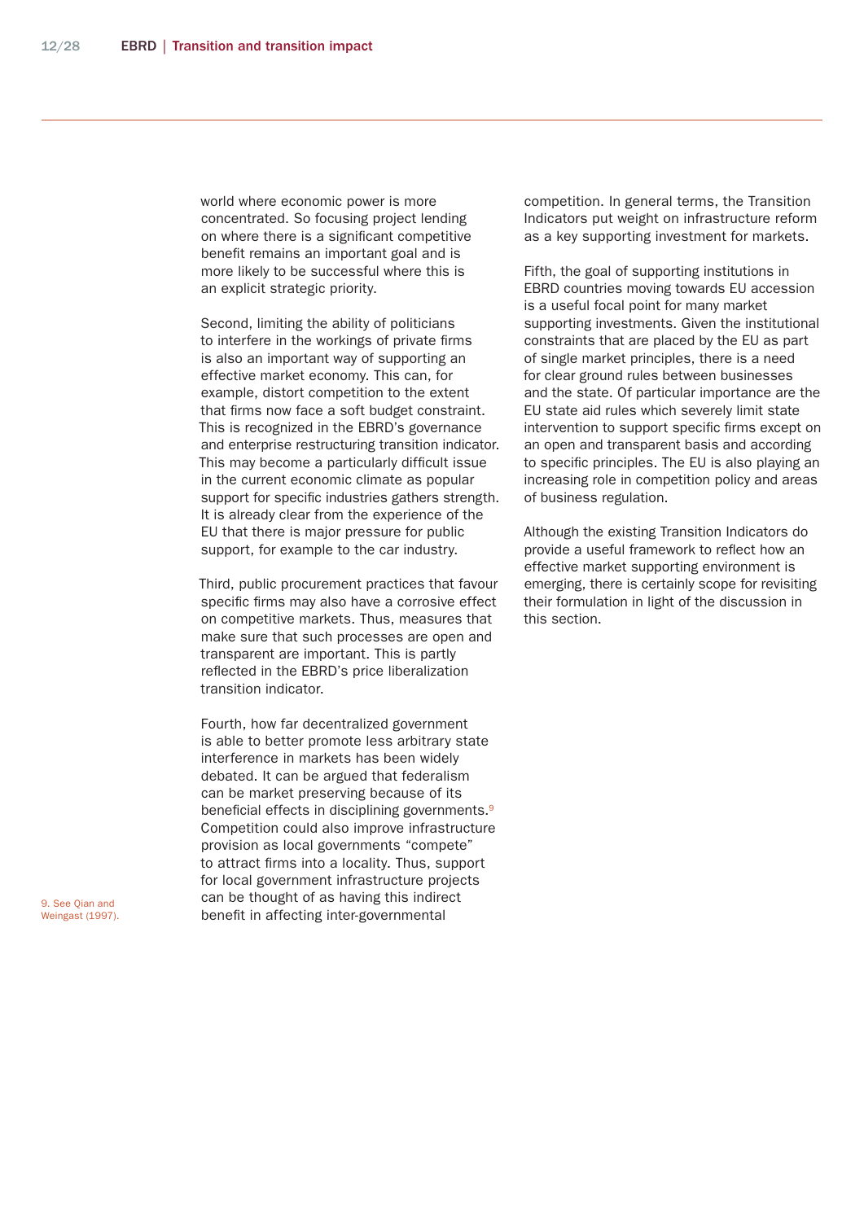world where economic power is more concentrated. So focusing project lending on where there is a significant competitive benefit remains an important goal and is more likely to be successful where this is an explicit strategic priority.

Second, limiting the ability of politicians to interfere in the workings of private firms is also an important way of supporting an effective market economy. This can, for example, distort competition to the extent that firms now face a soft budget constraint. This is recognized in the EBRD's governance and enterprise restructuring transition indicator. This may become a particularly difficult issue in the current economic climate as popular support for specific industries gathers strength. It is already clear from the experience of the EU that there is major pressure for public support, for example to the car industry.

Third, public procurement practices that favour specific firms may also have a corrosive effect on competitive markets. Thus, measures that make sure that such processes are open and transparent are important. This is partly reflected in the EBRD's price liberalization transition indicator.

Fourth, how far decentralized government is able to better promote less arbitrary state interference in markets has been widely debated. It can be argued that federalism can be market preserving because of its beneficial effects in disciplining governments.[9] Competition could also improve infrastructure provision as local governments "compete" to attract firms into a locality. Thus, support for local government infrastructure projects can be thought of as having this indirect benefit in affecting inter-governmental competition. In general terms, the Transition Indicators put weight on infrastructure reform as a key supporting investment for markets.

Fifth, the goal of supporting institutions in EBRD countries moving towards EU accession is a useful focal point for many market supporting investments. Given the institutional constraints that are placed by the EU as part of single market principles, there is a need for clear ground rules between businesses and the state. Of particular importance are the EU state aid rules which severely limit state intervention to support specific firms except on an open and transparent basis and according to specific principles. The EU is also playing an increasing role in competition policy and areas of business regulation.

Although the existing Transition Indicators do provide a useful framework to reflect how an effective market supporting environment is emerging, there is certainly scope for revisiting their formulation in light of the discussion in this section.

9. See Qian and Weingast (1997).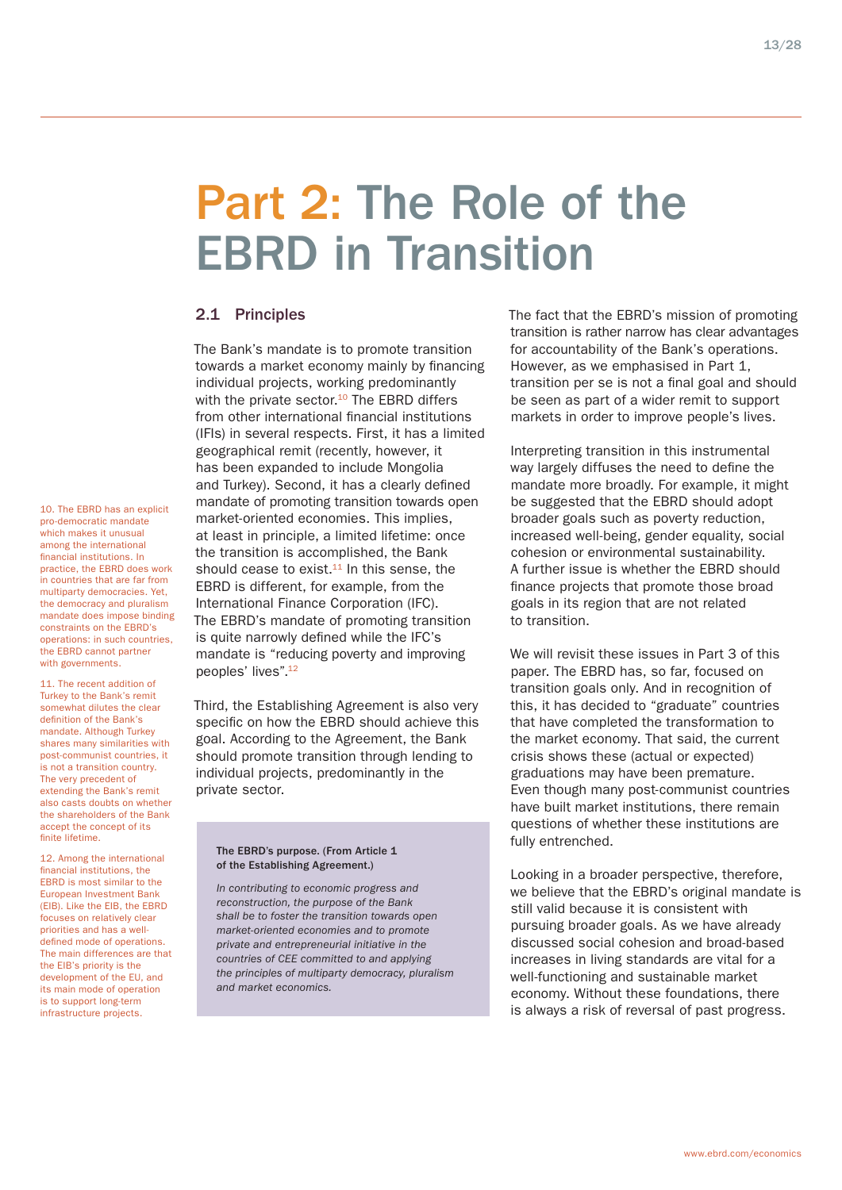# Part 2: The Role of the EBRD in Transition

## 2.1 Principles

The Bank's mandate is to promote transition towards a market economy mainly by financing individual projects, working predominantly with the private sector.[10] The EBRD differs from other international financial institutions (IFIs) in several respects. First, it has a limited geographical remit (recently, however, it has been expanded to include Mongolia and Turkey). Second, it has a clearly defined mandate of promoting transition towards open market-oriented economies. This implies, at least in principle, a limited lifetime: once the transition is accomplished, the Bank should cease to exist.[11] In this sense, the EBRD is different, for example, from the International Finance Corporation (IFC). The EBRD's mandate of promoting transition is quite narrowly defined while the IFC's mandate is "reducing poverty and improving peoples' lives".[12]

Third, the Establishing Agreement is also very specific on how the EBRD should achieve this goal. According to the Agreement, the Bank should promote transition through lending to individual projects, predominantly in the private sector.

**The EBRD's purpose. (From Article 1 of the Establishing Agreement.)**

*In contributing to economic progress and reconstruction, the purpose of the Bank shall be to foster the transition towards open market-oriented economies and to promote private and entrepreneurial initiative in the countries of CEE committed to and applying the principles of multiparty democracy, pluralism and market economics.*

The fact that the EBRD's mission of promoting transition is rather narrow has clear advantages for accountability of the Bank's operations. However, as we emphasised in Part 1, transition per se is not a final goal and should be seen as part of a wider remit to support markets in order to improve people's lives.

Interpreting transition in this instrumental way largely diffuses the need to define the mandate more broadly. For example, it might be suggested that the EBRD should adopt broader goals such as poverty reduction, increased well-being, gender equality, social cohesion or environmental sustainability. A further issue is whether the EBRD should finance projects that promote those broad goals in its region that are not related to transition.

We will revisit these issues in Part 3 of this paper. The EBRD has, so far, focused on transition goals only. And in recognition of this, it has decided to "graduate" countries that have completed the transformation to the market economy. That said, the current crisis shows these (actual or expected) graduations may have been premature. Even though many post-communist countries have built market institutions, there remain questions of whether these institutions are fully entrenched.

Looking in a broader perspective, therefore, we believe that the EBRD's original mandate is still valid because it is consistent with pursuing broader goals. As we have already discussed social cohesion and broad-based increases in living standards are vital for a well-functioning and sustainable market economy. Without these foundations, there is always a risk of reversal of past progress.

---

10. The EBRD has an explicit pro-democratic mandate which makes it unusual among the international financial institutions. In practice, the EBRD does work in countries that are far from multiparty democracies. Yet, the democracy and pluralism mandate does impose binding constraints on the EBRD's operations: in such countries, the EBRD cannot partner with governments.

11. The recent addition of Turkey to the Bank's remit somewhat dilutes the clear definition of the Bank's mandate. Although Turkey shares many similarities with post-communist countries, it is not a transition country. The very precedent of extending the Bank's remit also casts doubts on whether the shareholders of the Bank accept the concept of its finite lifetime.

12. Among the international financial institutions, the EBRD is most similar to the European Investment Bank (EIB). Like the EIB, the EBRD focuses on relatively clear priorities and has a well-defined mode of operations. The main differences are that the EIB's priority is the development of the EU, and its main mode of operation is to support long-term infrastructure projects.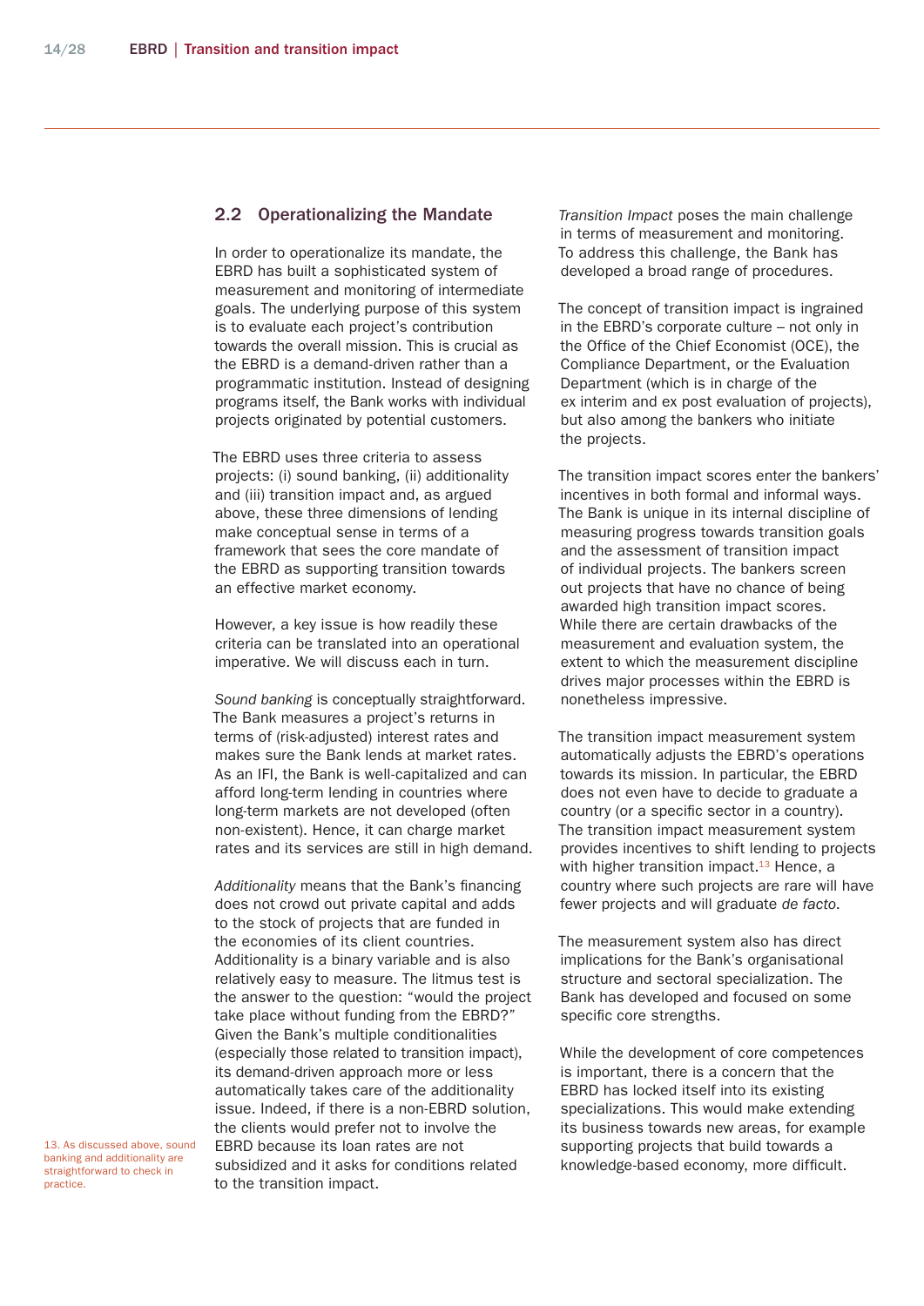## 2.2 Operationalizing the Mandate

In order to operationalize its mandate, the EBRD has built a sophisticated system of measurement and monitoring of intermediate goals. The underlying purpose of this system is to evaluate each project's contribution towards the overall mission. This is crucial as the EBRD is a demand-driven rather than a programmatic institution. Instead of designing programs itself, the Bank works with individual projects originated by potential customers.

The EBRD uses three criteria to assess projects: (i) sound banking, (ii) additionality and (iii) transition impact and, as argued above, these three dimensions of lending make conceptual sense in terms of a framework that sees the core mandate of the EBRD as supporting transition towards an effective market economy.

However, a key issue is how readily these criteria can be translated into an operational imperative. We will discuss each in turn.

*Sound banking* is conceptually straightforward. The Bank measures a project's returns in terms of (risk-adjusted) interest rates and makes sure the Bank lends at market rates. As an IFI, the Bank is well-capitalized and can afford long-term lending in countries where long-term markets are not developed (often non-existent). Hence, it can charge market rates and its services are still in high demand.

*Additionality* means that the Bank's financing does not crowd out private capital and adds to the stock of projects that are funded in the economies of its client countries. Additionality is a binary variable and is also relatively easy to measure. The litmus test is the answer to the question: "would the project take place without funding from the EBRD?" Given the Bank's multiple conditionalities (especially those related to transition impact), its demand-driven approach more or less automatically takes care of the additionality issue. Indeed, if there is a non-EBRD solution, the clients would prefer not to involve the EBRD because its loan rates are not subsidized and it asks for conditions related to the transition impact.

*Transition Impact* poses the main challenge in terms of measurement and monitoring. To address this challenge, the Bank has developed a broad range of procedures.

The concept of transition impact is ingrained in the EBRD's corporate culture – not only in the Office of the Chief Economist (OCE), the Compliance Department, or the Evaluation Department (which is in charge of the ex interim and ex post evaluation of projects), but also among the bankers who initiate the projects.

The transition impact scores enter the bankers' incentives in both formal and informal ways. The Bank is unique in its internal discipline of measuring progress towards transition goals and the assessment of transition impact of individual projects. The bankers screen out projects that have no chance of being awarded high transition impact scores. While there are certain drawbacks of the measurement and evaluation system, the extent to which the measurement discipline drives major processes within the EBRD is nonetheless impressive.

The transition impact measurement system automatically adjusts the EBRD's operations towards its mission. In particular, the EBRD does not even have to decide to graduate a country (or a specific sector in a country). The transition impact measurement system provides incentives to shift lending to projects with higher transition impact.[13] Hence, a country where such projects are rare will have fewer projects and will graduate *de facto*.

The measurement system also has direct implications for the Bank's organisational structure and sectoral specialization. The Bank has developed and focused on some specific core strengths.

While the development of core competences is important, there is a concern that the EBRD has locked itself into its existing specializations. This would make extending its business towards new areas, for example supporting projects that build towards a knowledge-based economy, more difficult.

13. As discussed above, sound banking and additionality are straightforward to check in practice.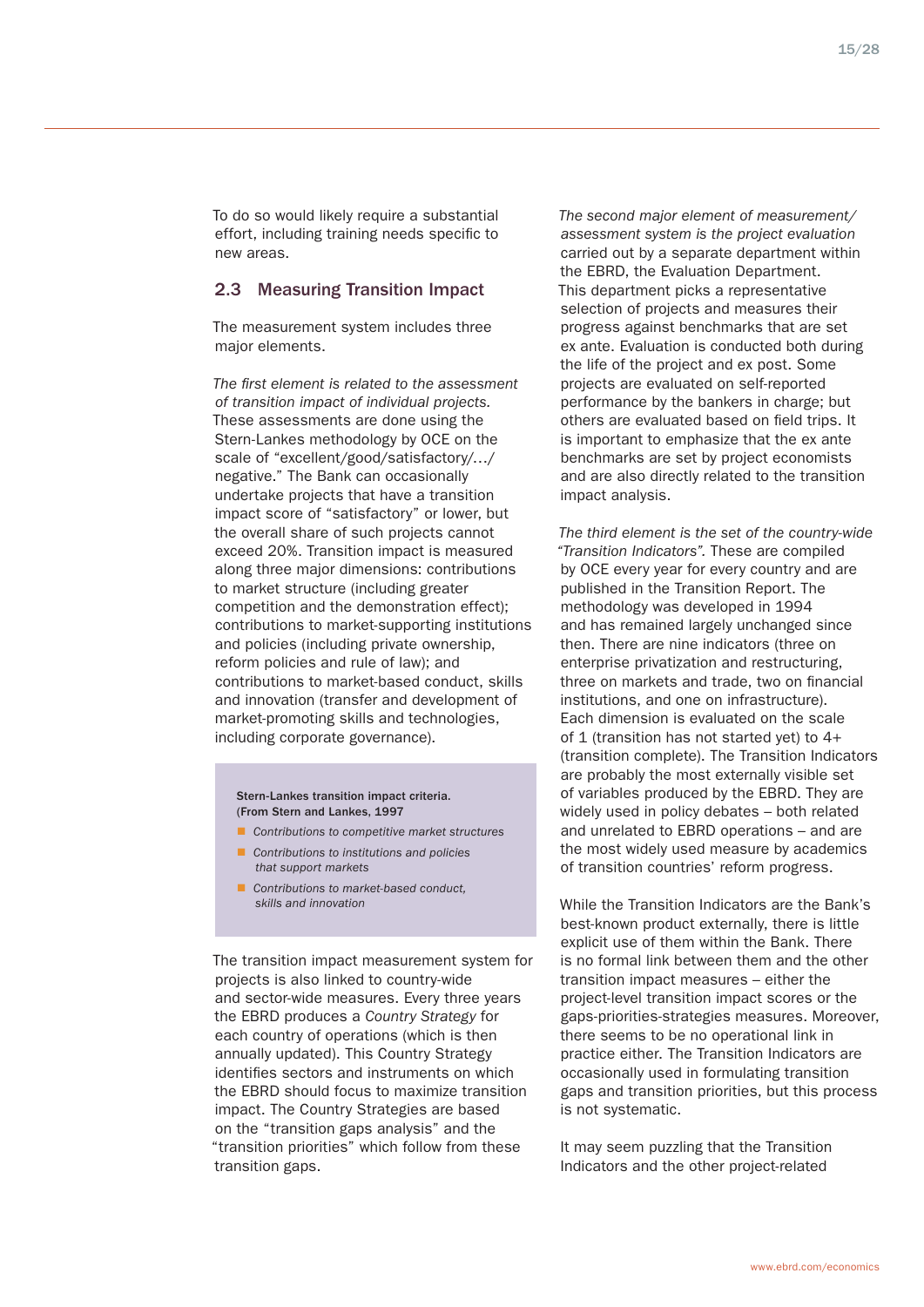To do so would likely require a substantial effort, including training needs specific to new areas.

## 2.3 Measuring Transition Impact

The measurement system includes three major elements.

*The first element is related to the assessment of transition impact of individual projects.* These assessments are done using the Stern-Lankes methodology by OCE on the scale of "excellent/good/satisfactory/…/ negative." The Bank can occasionally undertake projects that have a transition impact score of "satisfactory" or lower, but the overall share of such projects cannot exceed 20%. Transition impact is measured along three major dimensions: contributions to market structure (including greater competition and the demonstration effect); contributions to market-supporting institutions and policies (including private ownership, reform policies and rule of law); and contributions to market-based conduct, skills and innovation (transfer and development of market-promoting skills and technologies, including corporate governance).

> **Stern-Lankes transition impact criteria. (From Stern and Lankes, 1997**
>
> - *Contributions to competitive market structures*
> - *Contributions to institutions and policies that support markets*
> - *Contributions to market-based conduct, skills and innovation*

The transition impact measurement system for projects is also linked to country-wide and sector-wide measures. Every three years the EBRD produces a *Country Strategy* for each country of operations (which is then annually updated). This Country Strategy identifies sectors and instruments on which the EBRD should focus to maximize transition impact. The Country Strategies are based on the "transition gaps analysis" and the "transition priorities" which follow from these transition gaps.

*The second major element of measurement/ assessment system is the project evaluation* carried out by a separate department within the EBRD, the Evaluation Department. This department picks a representative selection of projects and measures their progress against benchmarks that are set ex ante. Evaluation is conducted both during the life of the project and ex post. Some projects are evaluated on self-reported performance by the bankers in charge; but others are evaluated based on field trips. It is important to emphasize that the ex ante benchmarks are set by project economists and are also directly related to the transition impact analysis.

*The third element is the set of the country-wide "Transition Indicators".* These are compiled by OCE every year for every country and are published in the Transition Report. The methodology was developed in 1994 and has remained largely unchanged since then. There are nine indicators (three on enterprise privatization and restructuring, three on markets and trade, two on financial institutions, and one on infrastructure). Each dimension is evaluated on the scale of 1 (transition has not started yet) to 4+ (transition complete). The Transition Indicators are probably the most externally visible set of variables produced by the EBRD. They are widely used in policy debates – both related and unrelated to EBRD operations – and are the most widely used measure by academics of transition countries' reform progress.

While the Transition Indicators are the Bank's best-known product externally, there is little explicit use of them within the Bank. There is no formal link between them and the other transition impact measures – either the project-level transition impact scores or the gaps-priorities-strategies measures. Moreover, there seems to be no operational link in practice either. The Transition Indicators are occasionally used in formulating transition gaps and transition priorities, but this process is not systematic.

It may seem puzzling that the Transition Indicators and the other project-related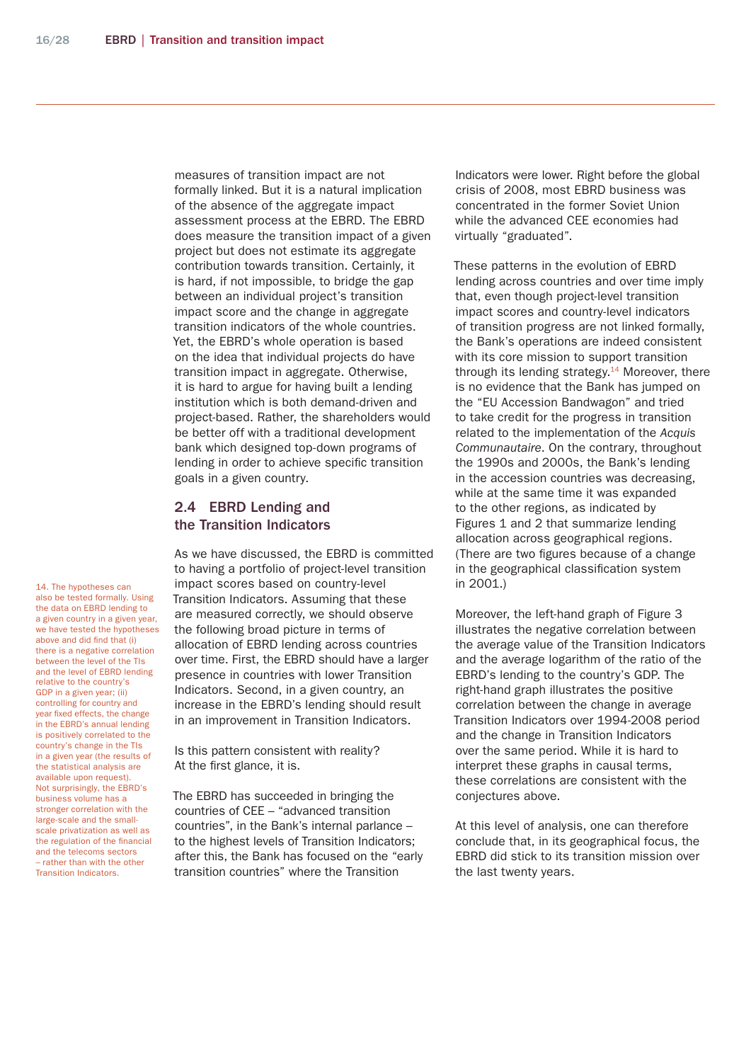measures of transition impact are not formally linked. But it is a natural implication of the absence of the aggregate impact assessment process at the EBRD. The EBRD does measure the transition impact of a given project but does not estimate its aggregate contribution towards transition. Certainly, it is hard, if not impossible, to bridge the gap between an individual project's transition impact score and the change in aggregate transition indicators of the whole countries. Yet, the EBRD's whole operation is based on the idea that individual projects do have transition impact in aggregate. Otherwise, it is hard to argue for having built a lending institution which is both demand-driven and project-based. Rather, the shareholders would be better off with a traditional development bank which designed top-down programs of lending in order to achieve specific transition goals in a given country.

## 2.4 EBRD Lending and the Transition Indicators

As we have discussed, the EBRD is committed to having a portfolio of project-level transition impact scores based on country-level Transition Indicators. Assuming that these are measured correctly, we should observe the following broad picture in terms of allocation of EBRD lending across countries over time. First, the EBRD should have a larger presence in countries with lower Transition Indicators. Second, in a given country, an increase in the EBRD's lending should result in an improvement in Transition Indicators.

Is this pattern consistent with reality? At the first glance, it is.

The EBRD has succeeded in bringing the countries of CEE – "advanced transition countries", in the Bank's internal parlance – to the highest levels of Transition Indicators; after this, the Bank has focused on the "early transition countries" where the Transition Indicators were lower. Right before the global crisis of 2008, most EBRD business was concentrated in the former Soviet Union while the advanced CEE economies had virtually "graduated".

These patterns in the evolution of EBRD lending across countries and over time imply that, even though project-level transition impact scores and country-level indicators of transition progress are not linked formally, the Bank's operations are indeed consistent with its core mission to support transition through its lending strategy.[14] Moreover, there is no evidence that the Bank has jumped on the "EU Accession Bandwagon" and tried to take credit for the progress in transition related to the implementation of the *Acquis Communautaire*. On the contrary, throughout the 1990s and 2000s, the Bank's lending in the accession countries was decreasing, while at the same time it was expanded to the other regions, as indicated by Figures 1 and 2 that summarize lending allocation across geographical regions. (There are two figures because of a change in the geographical classification system in 2001.)

Moreover, the left-hand graph of Figure 3 illustrates the negative correlation between the average value of the Transition Indicators and the average logarithm of the ratio of the EBRD's lending to the country's GDP. The right-hand graph illustrates the positive correlation between the change in average Transition Indicators over 1994-2008 period and the change in Transition Indicators over the same period. While it is hard to interpret these graphs in causal terms, these correlations are consistent with the conjectures above.

At this level of analysis, one can therefore conclude that, in its geographical focus, the EBRD did stick to its transition mission over the last twenty years.

14. The hypotheses can also be tested formally. Using the data on EBRD lending to a given country in a given year, we have tested the hypotheses above and did find that (i) there is a negative correlation between the level of the TIs and the level of EBRD lending relative to the country's GDP in a given year; (ii) controlling for country and year fixed effects, the change in the EBRD's annual lending is positively correlated to the country's change in the TIs in a given year (the results of the statistical analysis are available upon request). Not surprisingly, the EBRD's business volume has a stronger correlation with the large-scale and the small-scale privatization as well as the regulation of the financial and the telecoms sectors – rather than with the other Transition Indicators.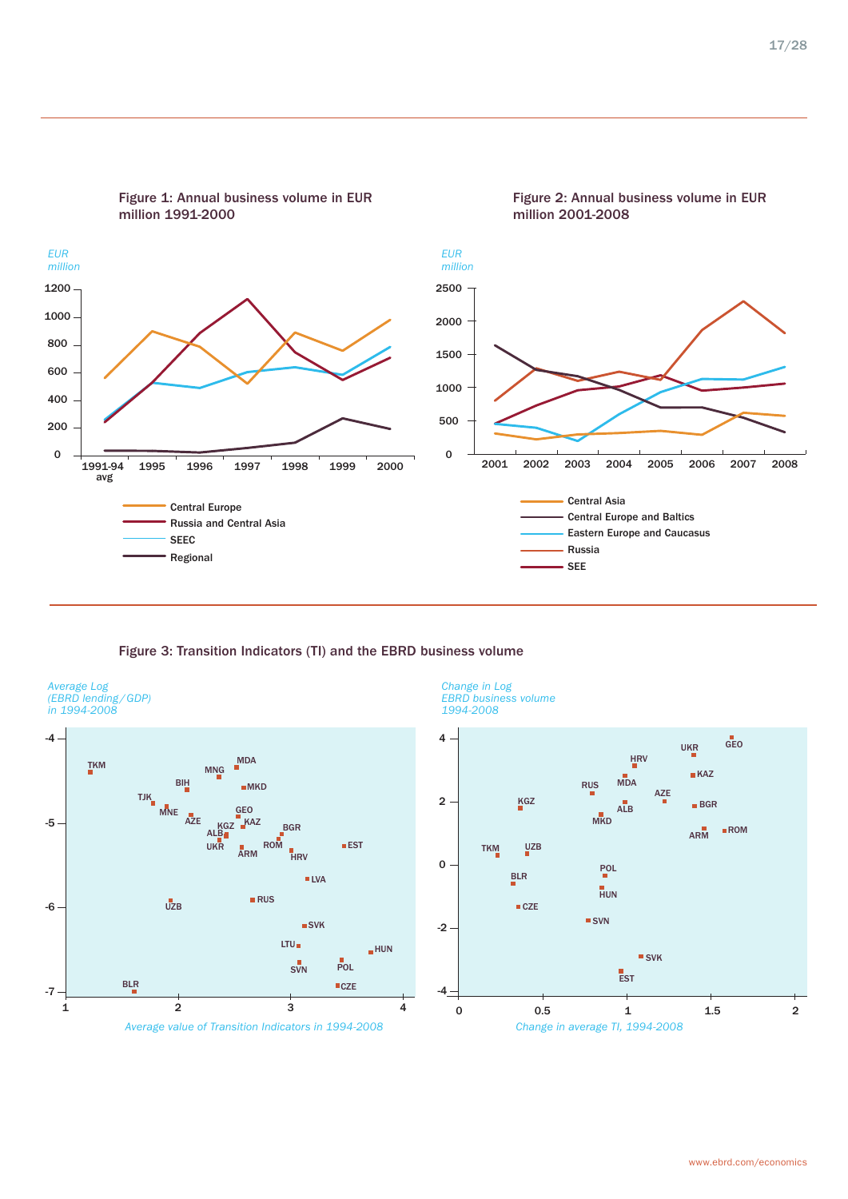### Figure 1: Annual business volume in EUR million 1991-2000

*EUR million*

1200, 1000, 800, 600, 400, 200, 0

1991-94 avg, 1995, 1996, 1997, 1998, 1999, 2000

- Central Europe
- Russia and Central Asia
- SEEC
- Regional

### Figure 2: Annual business volume in EUR million 2001-2008

*EUR million*

2500, 2000, 1500, 1000, 500, 0

2001, 2002, 2003, 2004, 2005, 2006, 2007, 2008

- Central Asia
- Central Europe and Baltics
- Eastern Europe and Caucasus
- Russia
- SEE

### Figure 3: Transition Indicators (TI) and the EBRD business volume

*Average Log (EBRD lending / GDP) in 1994-2008*

TKM, MDA, MNG, MKD, BIH, TJK, MNE, AZE, GEO, KGZ, KAZ, ALB, UKR, ARM, BGR, ROM, HRV, EST, LVA, UZB, RUS, SVK, LTU, SVN, HUN, POL, BLR, CZE

*Average value of Transition Indicators in 1994-2008*

*Change in Log EBRD business volume 1994-2008*

GEO, UKR, HRV, KAZ, MDA, RUS, AZE, BGR, KGZ, ALB, MKD, ARM, ROM, TKM, UZB, POL, BLR, HUN, CZE, SVN, SVK, EST

*Change in average TI, 1994-2008*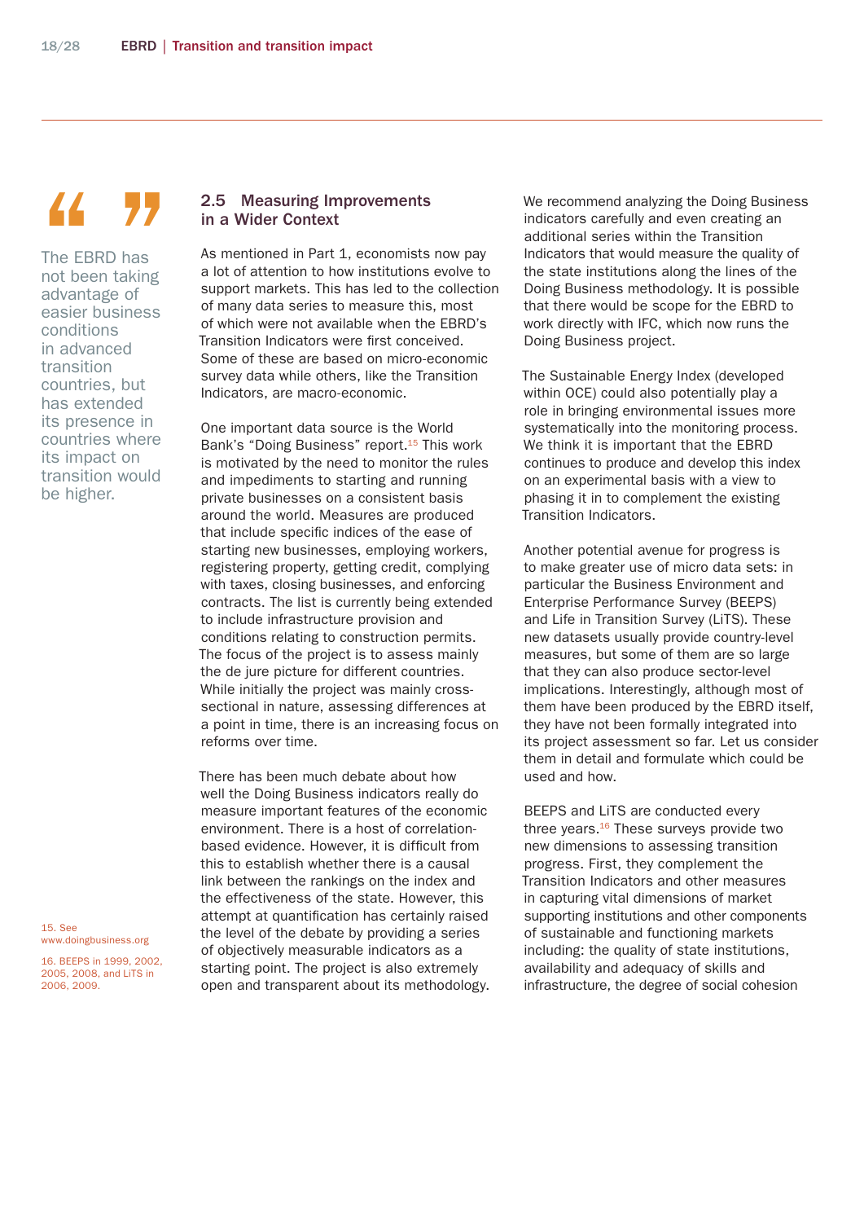> The EBRD has not been taking advantage of easier business conditions in advanced transition countries, but has extended its presence in countries where its impact on transition would be higher.

### 2.5 Measuring Improvements in a Wider Context

As mentioned in Part 1, economists now pay a lot of attention to how institutions evolve to support markets. This has led to the collection of many data series to measure this, most of which were not available when the EBRD's Transition Indicators were first conceived. Some of these are based on micro-economic survey data while others, like the Transition Indicators, are macro-economic.

One important data source is the World Bank's "Doing Business" report.[15] This work is motivated by the need to monitor the rules and impediments to starting and running private businesses on a consistent basis around the world. Measures are produced that include specific indices of the ease of starting new businesses, employing workers, registering property, getting credit, complying with taxes, closing businesses, and enforcing contracts. The list is currently being extended to include infrastructure provision and conditions relating to construction permits. The focus of the project is to assess mainly the de jure picture for different countries. While initially the project was mainly cross-sectional in nature, assessing differences at a point in time, there is an increasing focus on reforms over time.

There has been much debate about how well the Doing Business indicators really do measure important features of the economic environment. There is a host of correlation-based evidence. However, it is difficult from this to establish whether there is a causal link between the rankings on the index and the effectiveness of the state. However, this attempt at quantification has certainly raised the level of the debate by providing a series of objectively measurable indicators as a starting point. The project is also extremely open and transparent about its methodology.

We recommend analyzing the Doing Business indicators carefully and even creating an additional series within the Transition Indicators that would measure the quality of the state institutions along the lines of the Doing Business methodology. It is possible that there would be scope for the EBRD to work directly with IFC, which now runs the Doing Business project.

The Sustainable Energy Index (developed within OCE) could also potentially play a role in bringing environmental issues more systematically into the monitoring process. We think it is important that the EBRD continues to produce and develop this index on an experimental basis with a view to phasing it in to complement the existing Transition Indicators.

Another potential avenue for progress is to make greater use of micro data sets: in particular the Business Environment and Enterprise Performance Survey (BEEPS) and Life in Transition Survey (LiTS). These new datasets usually provide country-level measures, but some of them are so large that they can also produce sector-level implications. Interestingly, although most of them have been produced by the EBRD itself, they have not been formally integrated into its project assessment so far. Let us consider them in detail and formulate which could be used and how.

BEEPS and LiTS are conducted every three years.[16] These surveys provide two new dimensions to assessing transition progress. First, they complement the Transition Indicators and other measures in capturing vital dimensions of market supporting institutions and other components of sustainable and functioning markets including: the quality of state institutions, availability and adequacy of skills and infrastructure, the degree of social cohesion

15. See www.doingbusiness.org

16. BEEPS in 1999, 2002, 2005, 2008, and LiTS in 2006, 2009.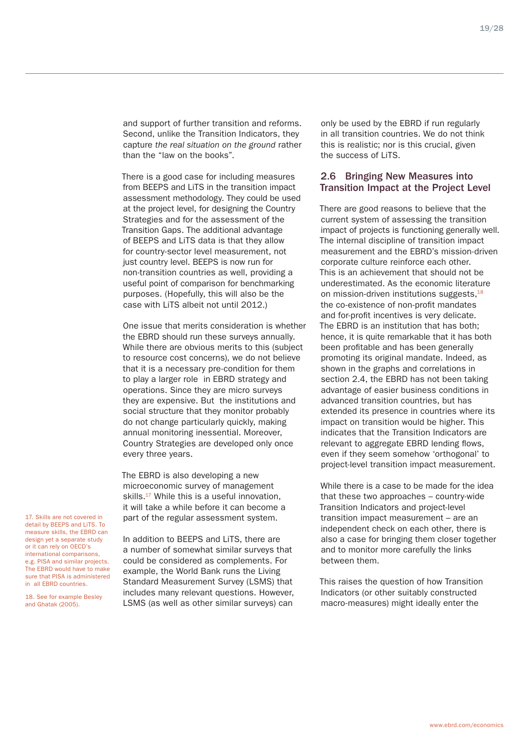and support of further transition and reforms. Second, unlike the Transition Indicators, they capture *the real situation on the ground* rather than the “law on the books”.

There is a good case for including measures from BEEPS and LiTS in the transition impact assessment methodology. They could be used at the project level, for designing the Country Strategies and for the assessment of the Transition Gaps. The additional advantage of BEEPS and LiTS data is that they allow for country-sector level measurement, not just country level. BEEPS is now run for non-transition countries as well, providing a useful point of comparison for benchmarking purposes. (Hopefully, this will also be the case with LiTS albeit not until 2012.)

One issue that merits consideration is whether the EBRD should run these surveys annually. While there are obvious merits to this (subject to resource cost concerns), we do not believe that it is a necessary pre-condition for them to play a larger role in EBRD strategy and operations. Since they are micro surveys they are expensive. But the institutions and social structure that they monitor probably do not change particularly quickly, making annual monitoring inessential. Moreover, Country Strategies are developed only once every three years.

The EBRD is also developing a new microeconomic survey of management skills.[17] While this is a useful innovation, it will take a while before it can become a part of the regular assessment system.

In addition to BEEPS and LiTS, there are a number of somewhat similar surveys that could be considered as complements. For example, the World Bank runs the Living Standard Measurement Survey (LSMS) that includes many relevant questions. However, LSMS (as well as other similar surveys) can only be used by the EBRD if run regularly in all transition countries. We do not think this is realistic; nor is this crucial, given the success of LiTS.

## 2.6 Bringing New Measures into Transition Impact at the Project Level

There are good reasons to believe that the current system of assessing the transition impact of projects is functioning generally well. The internal discipline of transition impact measurement and the EBRD’s mission-driven corporate culture reinforce each other. This is an achievement that should not be underestimated. As the economic literature on mission-driven institutions suggests,[18] the co-existence of non-profit mandates and for-profit incentives is very delicate. The EBRD is an institution that has both; hence, it is quite remarkable that it has both been profitable and has been generally promoting its original mandate. Indeed, as shown in the graphs and correlations in section 2.4, the EBRD has not been taking advantage of easier business conditions in advanced transition countries, but has extended its presence in countries where its impact on transition would be higher. This indicates that the Transition Indicators are relevant to aggregate EBRD lending flows, even if they seem somehow ‘orthogonal’ to project-level transition impact measurement.

While there is a case to be made for the idea that these two approaches – country-wide Transition Indicators and project-level transition impact measurement – are an independent check on each other, there is also a case for bringing them closer together and to monitor more carefully the links between them.

This raises the question of how Transition Indicators (or other suitably constructed macro-measures) might ideally enter the

17. Skills are not covered in detail by BEEPS and LiTS. To measure skills, the EBRD can design yet a separate study or it can rely on OECD’s international comparisons, e.g. PISA and similar projects. The EBRD would have to make sure that PISA is administered in all EBRD countries.

18. See for example Besley and Ghatak (2005).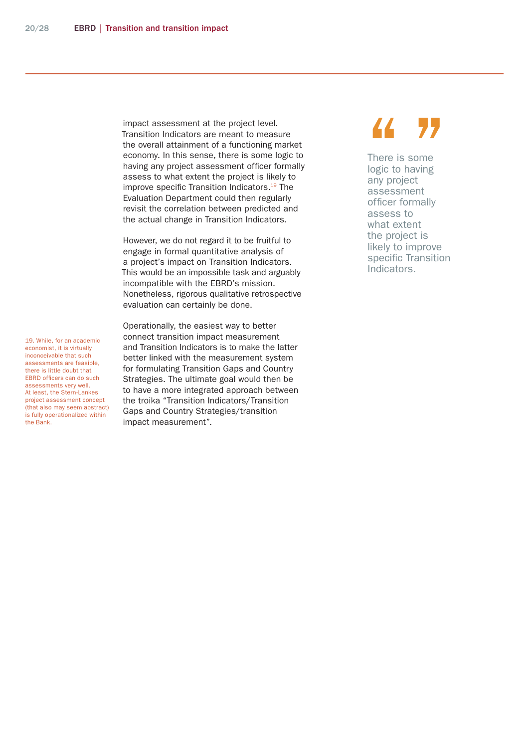impact assessment at the project level. Transition Indicators are meant to measure the overall attainment of a functioning market economy. In this sense, there is some logic to having any project assessment officer formally assess to what extent the project is likely to improve specific Transition Indicators.[19] The Evaluation Department could then regularly revisit the correlation between predicted and the actual change in Transition Indicators.

However, we do not regard it to be fruitful to engage in formal quantitative analysis of a project's impact on Transition Indicators. This would be an impossible task and arguably incompatible with the EBRD's mission. Nonetheless, rigorous qualitative retrospective evaluation can certainly be done.

Operationally, the easiest way to better connect transition impact measurement and Transition Indicators is to make the latter better linked with the measurement system for formulating Transition Gaps and Country Strategies. The ultimate goal would then be to have a more integrated approach between the troika "Transition Indicators/Transition Gaps and Country Strategies/transition impact measurement".

> There is some logic to having any project assessment officer formally assess to what extent the project is likely to improve specific Transition Indicators.

19. While, for an academic economist, it is virtually inconceivable that such assessments are feasible, there is little doubt that EBRD officers can do such assessments very well. At least, the Stern-Lankes project assessment concept (that also may seem abstract) is fully operationalized within the Bank.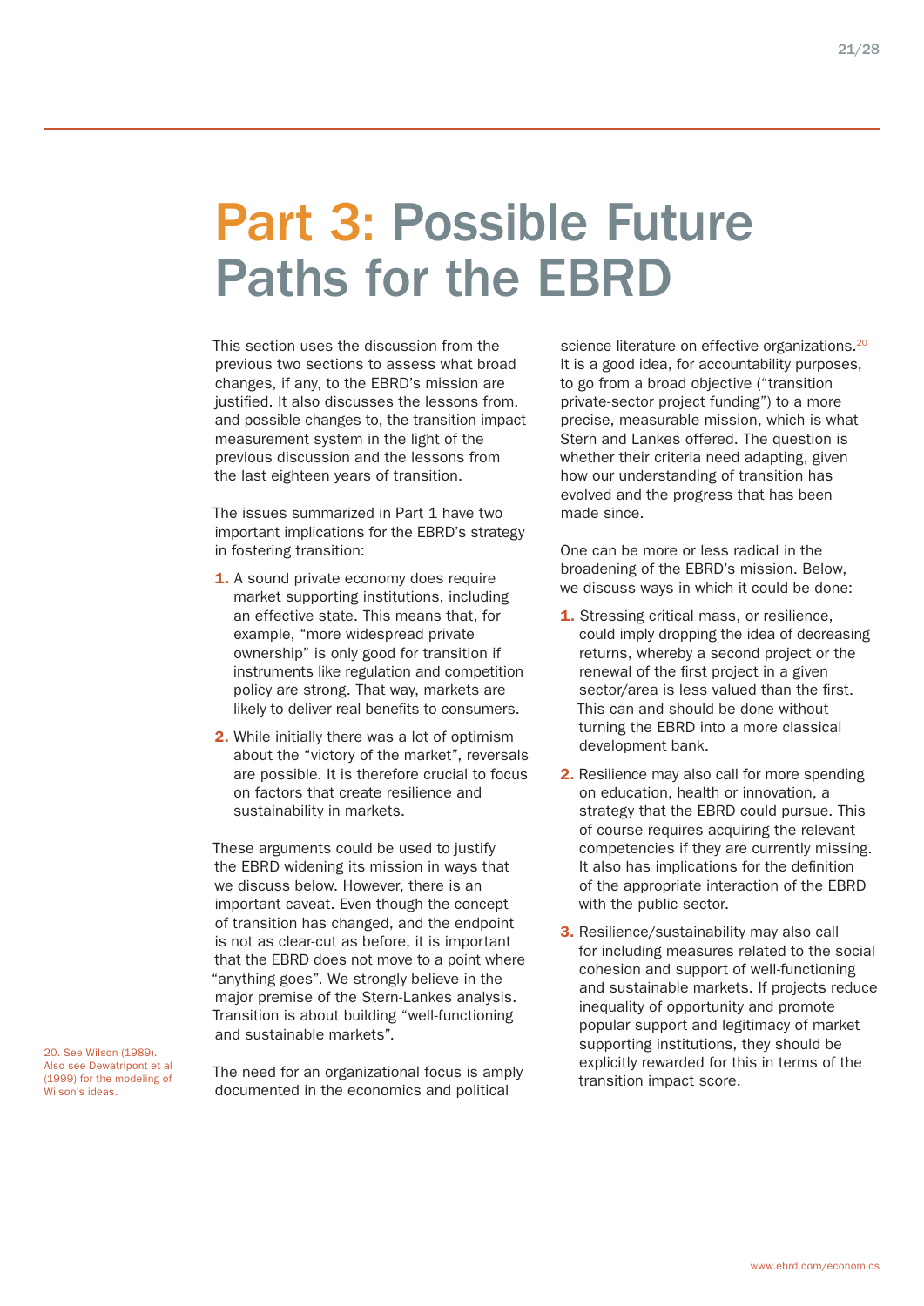# Part 3: Possible Future Paths for the EBRD

This section uses the discussion from the previous two sections to assess what broad changes, if any, to the EBRD's mission are justified. It also discusses the lessons from, and possible changes to, the transition impact measurement system in the light of the previous discussion and the lessons from the last eighteen years of transition.

The issues summarized in Part 1 have two important implications for the EBRD's strategy in fostering transition:

1. A sound private economy does require market supporting institutions, including an effective state. This means that, for example, "more widespread private ownership" is only good for transition if instruments like regulation and competition policy are strong. That way, markets are likely to deliver real benefits to consumers.
2. While initially there was a lot of optimism about the "victory of the market", reversals are possible. It is therefore crucial to focus on factors that create resilience and sustainability in markets.

These arguments could be used to justify the EBRD widening its mission in ways that we discuss below. However, there is an important caveat. Even though the concept of transition has changed, and the endpoint is not as clear-cut as before, it is important that the EBRD does not move to a point where "anything goes". We strongly believe in the major premise of the Stern-Lankes analysis. Transition is about building "well-functioning and sustainable markets".

The need for an organizational focus is amply documented in the economics and political science literature on effective organizations.[20] It is a good idea, for accountability purposes, to go from a broad objective ("transition private-sector project funding") to a more precise, measurable mission, which is what Stern and Lankes offered. The question is whether their criteria need adapting, given how our understanding of transition has evolved and the progress that has been made since.

One can be more or less radical in the broadening of the EBRD's mission. Below, we discuss ways in which it could be done:

1. Stressing critical mass, or resilience, could imply dropping the idea of decreasing returns, whereby a second project or the renewal of the first project in a given sector/area is less valued than the first. This can and should be done without turning the EBRD into a more classical development bank.
2. Resilience may also call for more spending on education, health or innovation, a strategy that the EBRD could pursue. This of course requires acquiring the relevant competencies if they are currently missing. It also has implications for the definition of the appropriate interaction of the EBRD with the public sector.
3. Resilience/sustainability may also call for including measures related to the social cohesion and support of well-functioning and sustainable markets. If projects reduce inequality of opportunity and promote popular support and legitimacy of market supporting institutions, they should be explicitly rewarded for this in terms of the transition impact score.

20. See Wilson (1989). Also see Dewatripont et al (1999) for the modeling of Wilson's ideas.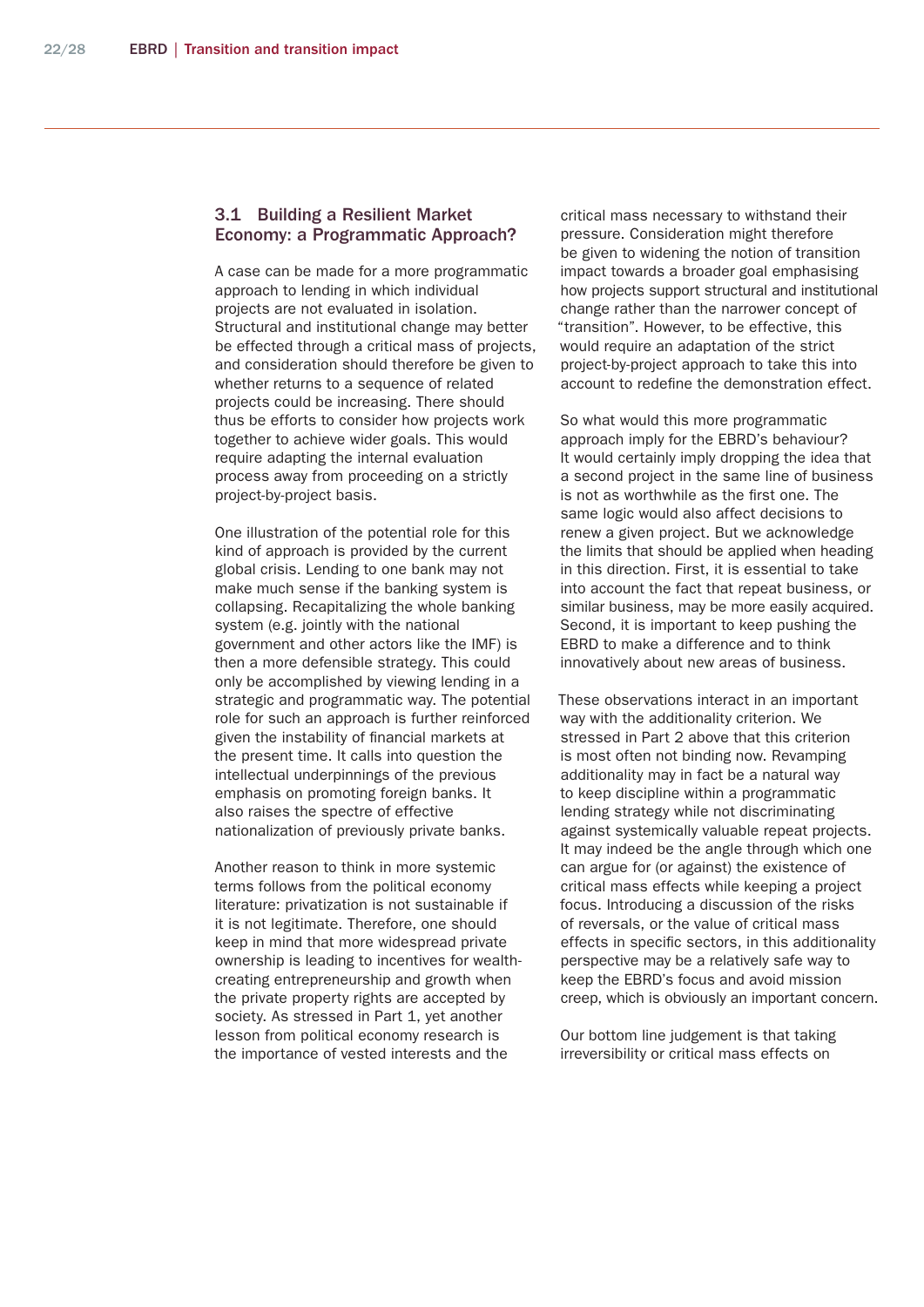### 3.1 Building a Resilient Market Economy: a Programmatic Approach?

A case can be made for a more programmatic approach to lending in which individual projects are not evaluated in isolation. Structural and institutional change may better be effected through a critical mass of projects, and consideration should therefore be given to whether returns to a sequence of related projects could be increasing. There should thus be efforts to consider how projects work together to achieve wider goals. This would require adapting the internal evaluation process away from proceeding on a strictly project-by-project basis.

One illustration of the potential role for this kind of approach is provided by the current global crisis. Lending to one bank may not make much sense if the banking system is collapsing. Recapitalizing the whole banking system (e.g. jointly with the national government and other actors like the IMF) is then a more defensible strategy. This could only be accomplished by viewing lending in a strategic and programmatic way. The potential role for such an approach is further reinforced given the instability of financial markets at the present time. It calls into question the intellectual underpinnings of the previous emphasis on promoting foreign banks. It also raises the spectre of effective nationalization of previously private banks.

Another reason to think in more systemic terms follows from the political economy literature: privatization is not sustainable if it is not legitimate. Therefore, one should keep in mind that more widespread private ownership is leading to incentives for wealth-creating entrepreneurship and growth when the private property rights are accepted by society. As stressed in Part 1, yet another lesson from political economy research is the importance of vested interests and the critical mass necessary to withstand their pressure. Consideration might therefore be given to widening the notion of transition impact towards a broader goal emphasising how projects support structural and institutional change rather than the narrower concept of "transition". However, to be effective, this would require an adaptation of the strict project-by-project approach to take this into account to redefine the demonstration effect.

So what would this more programmatic approach imply for the EBRD's behaviour? It would certainly imply dropping the idea that a second project in the same line of business is not as worthwhile as the first one. The same logic would also affect decisions to renew a given project. But we acknowledge the limits that should be applied when heading in this direction. First, it is essential to take into account the fact that repeat business, or similar business, may be more easily acquired. Second, it is important to keep pushing the EBRD to make a difference and to think innovatively about new areas of business.

These observations interact in an important way with the additionality criterion. We stressed in Part 2 above that this criterion is most often not binding now. Revamping additionality may in fact be a natural way to keep discipline within a programmatic lending strategy while not discriminating against systemically valuable repeat projects. It may indeed be the angle through which one can argue for (or against) the existence of critical mass effects while keeping a project focus. Introducing a discussion of the risks of reversals, or the value of critical mass effects in specific sectors, in this additionality perspective may be a relatively safe way to keep the EBRD's focus and avoid mission creep, which is obviously an important concern.

Our bottom line judgement is that taking irreversibility or critical mass effects on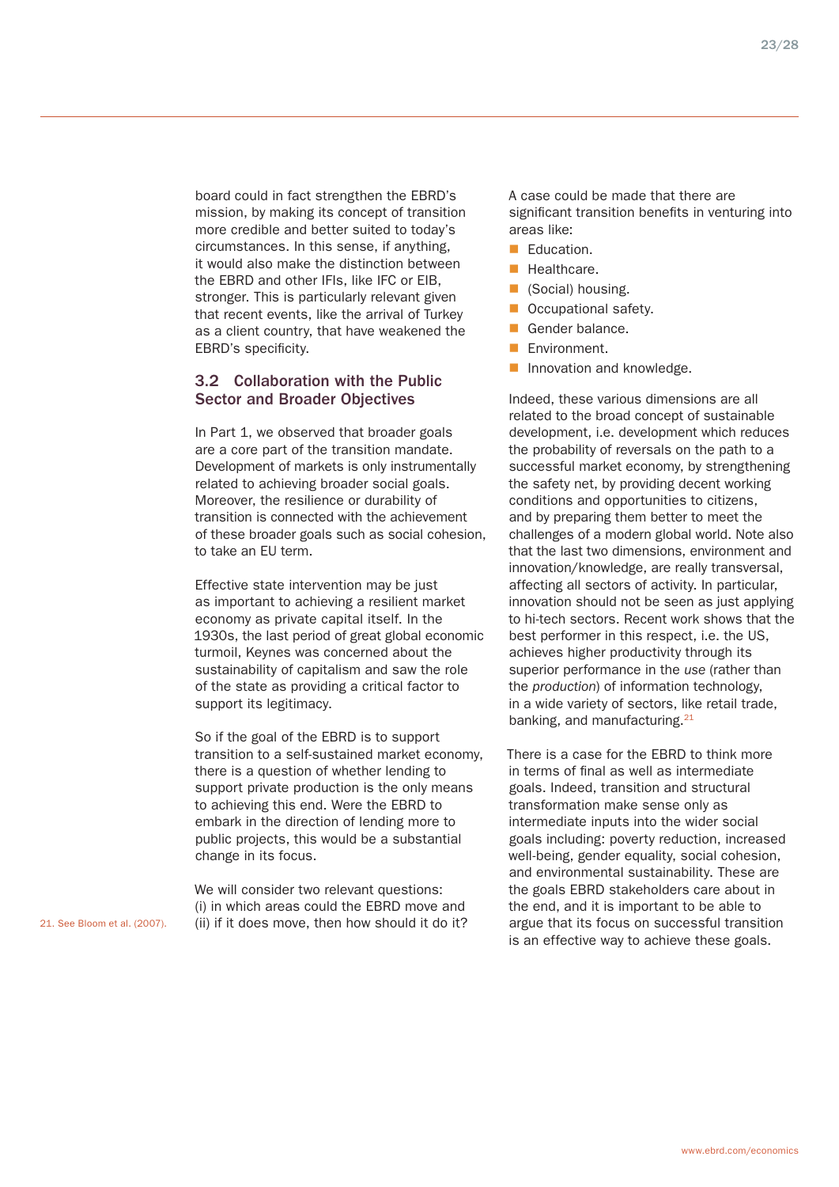board could in fact strengthen the EBRD's mission, by making its concept of transition more credible and better suited to today's circumstances. In this sense, if anything, it would also make the distinction between the EBRD and other IFIs, like IFC or EIB, stronger. This is particularly relevant given that recent events, like the arrival of Turkey as a client country, that have weakened the EBRD's specificity.

## 3.2 Collaboration with the Public Sector and Broader Objectives

In Part 1, we observed that broader goals are a core part of the transition mandate. Development of markets is only instrumentally related to achieving broader social goals. Moreover, the resilience or durability of transition is connected with the achievement of these broader goals such as social cohesion, to take an EU term.

Effective state intervention may be just as important to achieving a resilient market economy as private capital itself. In the 1930s, the last period of great global economic turmoil, Keynes was concerned about the sustainability of capitalism and saw the role of the state as providing a critical factor to support its legitimacy.

So if the goal of the EBRD is to support transition to a self-sustained market economy, there is a question of whether lending to support private production is the only means to achieving this end. Were the EBRD to embark in the direction of lending more to public projects, this would be a substantial change in its focus.

We will consider two relevant questions: (i) in which areas could the EBRD move and (ii) if it does move, then how should it do it?

A case could be made that there are significant transition benefits in venturing into areas like:

- Education.
- Healthcare.
- (Social) housing.
- Occupational safety.
- Gender balance.
- Environment.
- Innovation and knowledge.

Indeed, these various dimensions are all related to the broad concept of sustainable development, i.e. development which reduces the probability of reversals on the path to a successful market economy, by strengthening the safety net, by providing decent working conditions and opportunities to citizens, and by preparing them better to meet the challenges of a modern global world. Note also that the last two dimensions, environment and innovation/knowledge, are really transversal, affecting all sectors of activity. In particular, innovation should not be seen as just applying to hi-tech sectors. Recent work shows that the best performer in this respect, i.e. the US, achieves higher productivity through its superior performance in the *use* (rather than the *production*) of information technology, in a wide variety of sectors, like retail trade, banking, and manufacturing.[21]

There is a case for the EBRD to think more in terms of final as well as intermediate goals. Indeed, transition and structural transformation make sense only as intermediate inputs into the wider social goals including: poverty reduction, increased well-being, gender equality, social cohesion, and environmental sustainability. These are the goals EBRD stakeholders care about in the end, and it is important to be able to argue that its focus on successful transition is an effective way to achieve these goals.

21. See Bloom et al. (2007).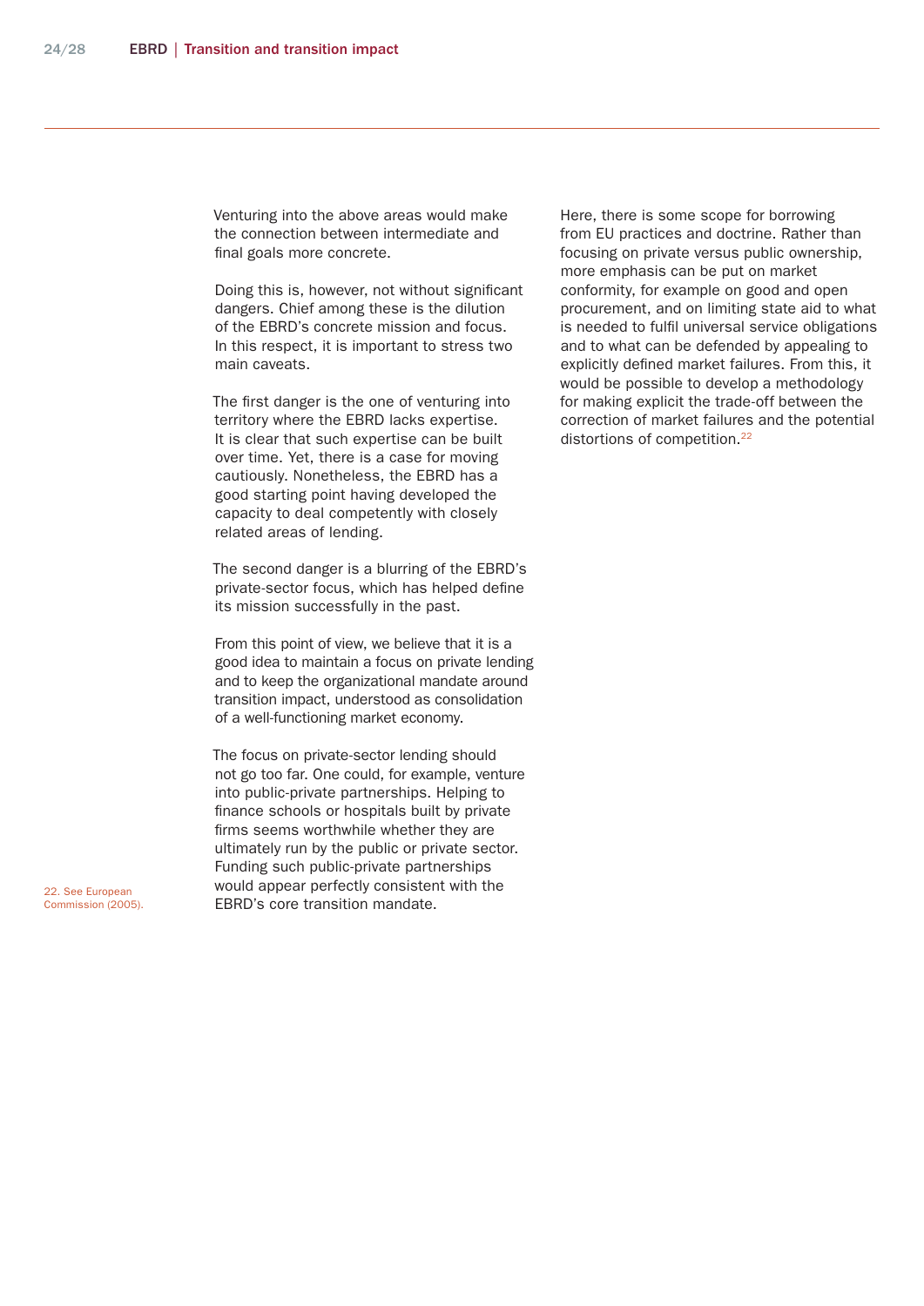Venturing into the above areas would make the connection between intermediate and final goals more concrete.

Doing this is, however, not without significant dangers. Chief among these is the dilution of the EBRD's concrete mission and focus. In this respect, it is important to stress two main caveats.

The first danger is the one of venturing into territory where the EBRD lacks expertise. It is clear that such expertise can be built over time. Yet, there is a case for moving cautiously. Nonetheless, the EBRD has a good starting point having developed the capacity to deal competently with closely related areas of lending.

The second danger is a blurring of the EBRD's private-sector focus, which has helped define its mission successfully in the past.

From this point of view, we believe that it is a good idea to maintain a focus on private lending and to keep the organizational mandate around transition impact, understood as consolidation of a well-functioning market economy.

The focus on private-sector lending should not go too far. One could, for example, venture into public-private partnerships. Helping to finance schools or hospitals built by private firms seems worthwhile whether they are ultimately run by the public or private sector. Funding such public-private partnerships would appear perfectly consistent with the EBRD's core transition mandate.

Here, there is some scope for borrowing from EU practices and doctrine. Rather than focusing on private versus public ownership, more emphasis can be put on market conformity, for example on good and open procurement, and on limiting state aid to what is needed to fulfil universal service obligations and to what can be defended by appealing to explicitly defined market failures. From this, it would be possible to develop a methodology for making explicit the trade-off between the correction of market failures and the potential distortions of competition.[22]

22. See European Commission (2005).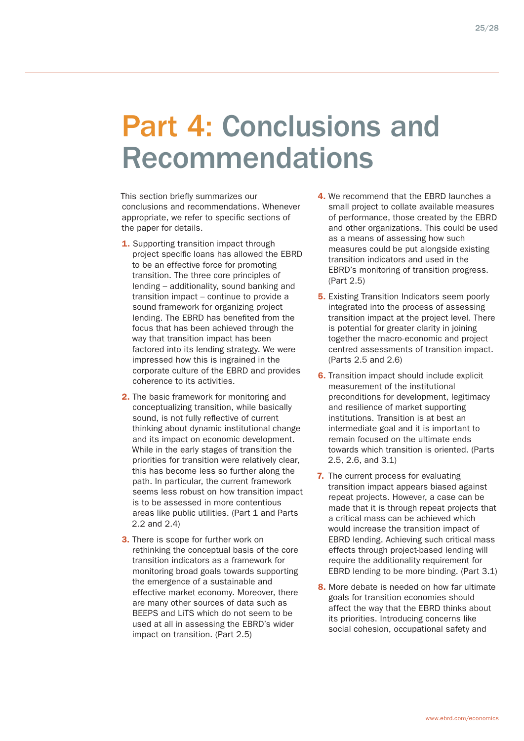# Part 4: Conclusions and Recommendations

This section briefly summarizes our conclusions and recommendations. Whenever appropriate, we refer to specific sections of the paper for details.

1. Supporting transition impact through project specific loans has allowed the EBRD to be an effective force for promoting transition. The three core principles of lending – additionality, sound banking and transition impact – continue to provide a sound framework for organizing project lending. The EBRD has benefited from the focus that has been achieved through the way that transition impact has been factored into its lending strategy. We were impressed how this is ingrained in the corporate culture of the EBRD and provides coherence to its activities.

2. The basic framework for monitoring and conceptualizing transition, while basically sound, is not fully reflective of current thinking about dynamic institutional change and its impact on economic development. While in the early stages of transition the priorities for transition were relatively clear, this has become less so further along the path. In particular, the current framework seems less robust on how transition impact is to be assessed in more contentious areas like public utilities. (Part 1 and Parts 2.2 and 2.4)

3. There is scope for further work on rethinking the conceptual basis of the core transition indicators as a framework for monitoring broad goals towards supporting the emergence of a sustainable and effective market economy. Moreover, there are many other sources of data such as BEEPS and LiTS which do not seem to be used at all in assessing the EBRD's wider impact on transition. (Part 2.5)

4. We recommend that the EBRD launches a small project to collate available measures of performance, those created by the EBRD and other organizations. This could be used as a means of assessing how such measures could be put alongside existing transition indicators and used in the EBRD's monitoring of transition progress. (Part 2.5)

5. Existing Transition Indicators seem poorly integrated into the process of assessing transition impact at the project level. There is potential for greater clarity in joining together the macro-economic and project centred assessments of transition impact. (Parts 2.5 and 2.6)

6. Transition impact should include explicit measurement of the institutional preconditions for development, legitimacy and resilience of market supporting institutions. Transition is at best an intermediate goal and it is important to remain focused on the ultimate ends towards which transition is oriented. (Parts 2.5, 2.6, and 3.1)

7. The current process for evaluating transition impact appears biased against repeat projects. However, a case can be made that it is through repeat projects that a critical mass can be achieved which would increase the transition impact of EBRD lending. Achieving such critical mass effects through project-based lending will require the additionality requirement for EBRD lending to be more binding. (Part 3.1)

8. More debate is needed on how far ultimate goals for transition economies should affect the way that the EBRD thinks about its priorities. Introducing concerns like social cohesion, occupational safety and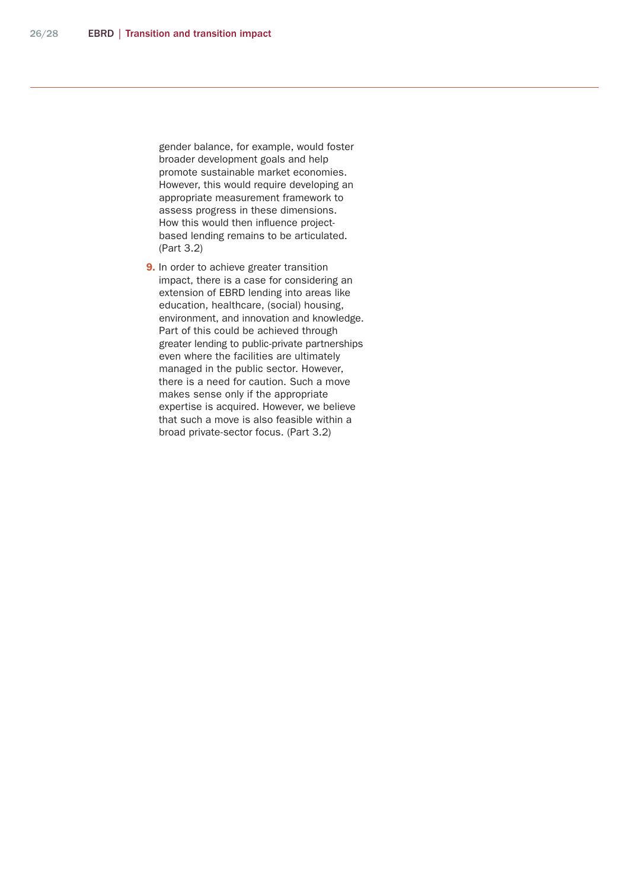gender balance, for example, would foster broader development goals and help promote sustainable market economies. However, this would require developing an appropriate measurement framework to assess progress in these dimensions. How this would then influence project-based lending remains to be articulated. (Part 3.2)

9. In order to achieve greater transition impact, there is a case for considering an extension of EBRD lending into areas like education, healthcare, (social) housing, environment, and innovation and knowledge. Part of this could be achieved through greater lending to public-private partnerships even where the facilities are ultimately managed in the public sector. However, there is a need for caution. Such a move makes sense only if the appropriate expertise is acquired. However, we believe that such a move is also feasible within a broad private-sector focus. (Part 3.2)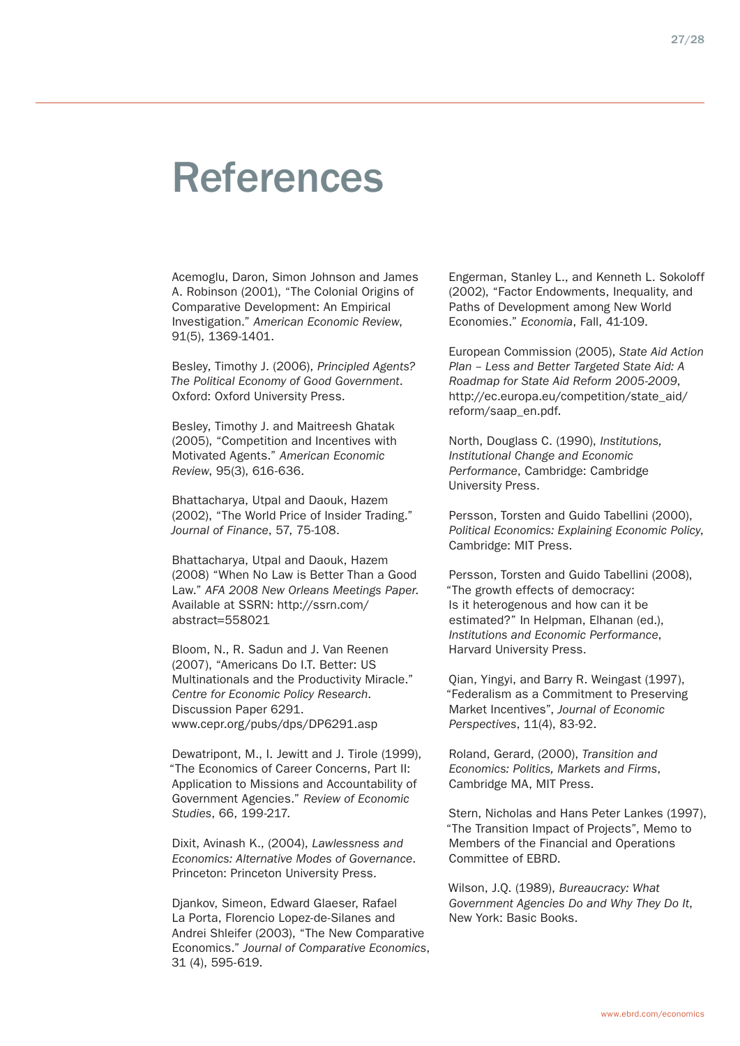# References

Acemoglu, Daron, Simon Johnson and James A. Robinson (2001), "The Colonial Origins of Comparative Development: An Empirical Investigation." *American Economic Review*, 91(5), 1369-1401.

Besley, Timothy J. (2006), *Principled Agents? The Political Economy of Good Government*. Oxford: Oxford University Press.

Besley, Timothy J. and Maitreesh Ghatak (2005), "Competition and Incentives with Motivated Agents." *American Economic Review*, 95(3), 616-636.

Bhattacharya, Utpal and Daouk, Hazem (2002), "The World Price of Insider Trading." *Journal of Finance*, 57, 75-108.

Bhattacharya, Utpal and Daouk, Hazem (2008) "When No Law is Better Than a Good Law." *AFA 2008 New Orleans Meetings Paper.* Available at SSRN: http://ssrn.com/abstract=558021

Bloom, N., R. Sadun and J. Van Reenen (2007), "Americans Do I.T. Better: US Multinationals and the Productivity Miracle." *Centre for Economic Policy Research*. Discussion Paper 6291. www.cepr.org/pubs/dps/DP6291.asp

Dewatripont, M., I. Jewitt and J. Tirole (1999), "The Economics of Career Concerns, Part II: Application to Missions and Accountability of Government Agencies." *Review of Economic Studies*, 66, 199-217.

Dixit, Avinash K., (2004), *Lawlessness and Economics: Alternative Modes of Governance*. Princeton: Princeton University Press.

Djankov, Simeon, Edward Glaeser, Rafael La Porta, Florencio Lopez-de-Silanes and Andrei Shleifer (2003), "The New Comparative Economics." *Journal of Comparative Economics*, 31 (4), 595-619.

Engerman, Stanley L., and Kenneth L. Sokoloff (2002), "Factor Endowments, Inequality, and Paths of Development among New World Economies." *Economia*, Fall, 41-109.

European Commission (2005), *State Aid Action Plan – Less and Better Targeted State Aid: A Roadmap for State Aid Reform 2005-2009*, http://ec.europa.eu/competition/state_aid/reform/saap_en.pdf.

North, Douglass C. (1990), *Institutions, Institutional Change and Economic Performance*, Cambridge: Cambridge University Press.

Persson, Torsten and Guido Tabellini (2000), *Political Economics: Explaining Economic Policy*, Cambridge: MIT Press.

Persson, Torsten and Guido Tabellini (2008), "The growth effects of democracy: Is it heterogenous and how can it be estimated?" In Helpman, Elhanan (ed.), *Institutions and Economic Performance*, Harvard University Press.

Qian, Yingyi, and Barry R. Weingast (1997), "Federalism as a Commitment to Preserving Market Incentives", *Journal of Economic Perspectives*, 11(4), 83-92.

Roland, Gerard, (2000), *Transition and Economics: Politics, Markets and Firms*, Cambridge MA, MIT Press.

Stern, Nicholas and Hans Peter Lankes (1997), "The Transition Impact of Projects", Memo to Members of the Financial and Operations Committee of EBRD.

Wilson, J.Q. (1989), *Bureaucracy: What Government Agencies Do and Why They Do It*, New York: Basic Books.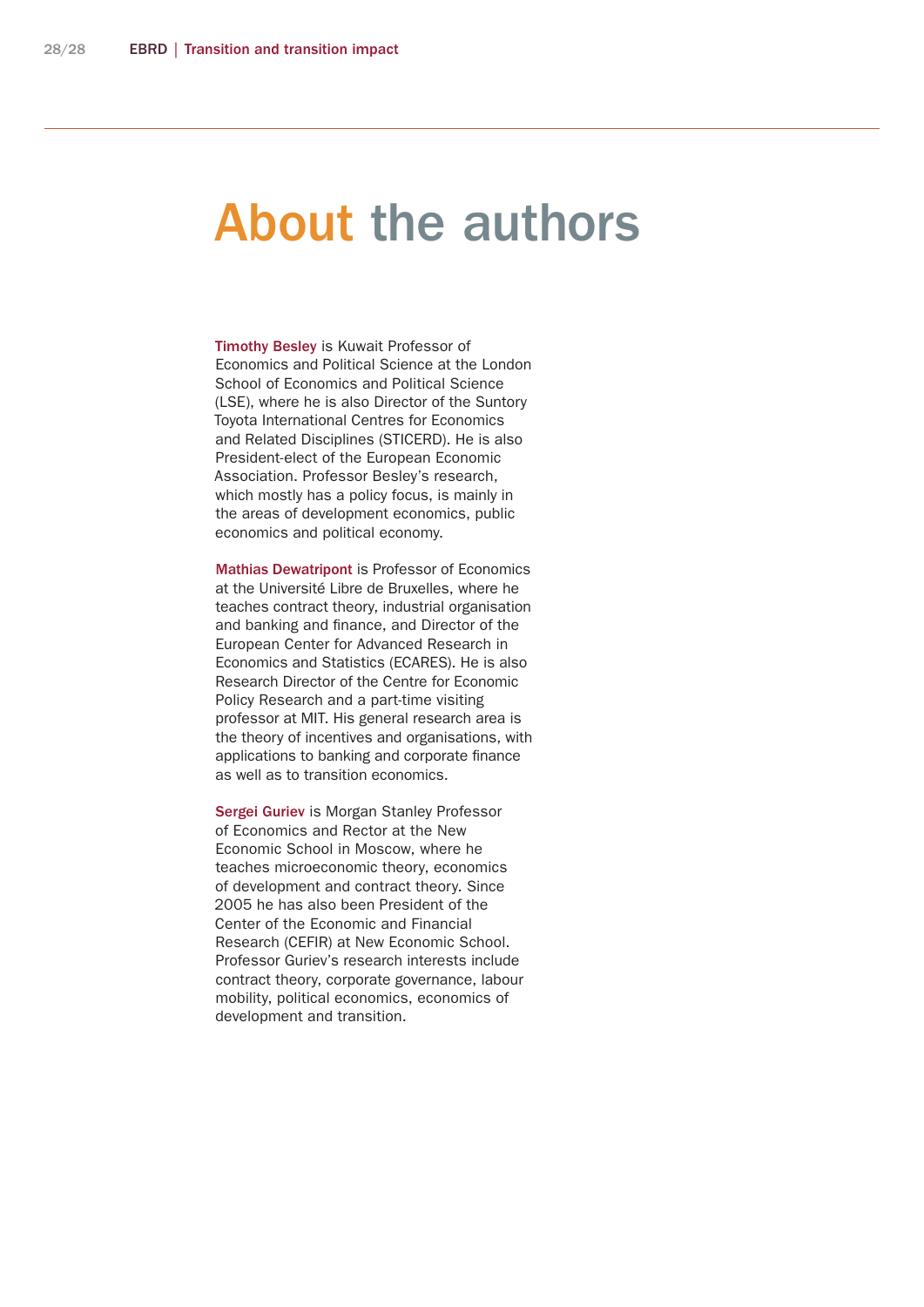# About the authors

**Timothy Besley** is Kuwait Professor of Economics and Political Science at the London School of Economics and Political Science (LSE), where he is also Director of the Suntory Toyota International Centres for Economics and Related Disciplines (STICERD). He is also President-elect of the European Economic Association. Professor Besley's research, which mostly has a policy focus, is mainly in the areas of development economics, public economics and political economy.

**Mathias Dewatripont** is Professor of Economics at the Université Libre de Bruxelles, where he teaches contract theory, industrial organisation and banking and finance, and Director of the European Center for Advanced Research in Economics and Statistics (ECARES). He is also Research Director of the Centre for Economic Policy Research and a part-time visiting professor at MIT. His general research area is the theory of incentives and organisations, with applications to banking and corporate finance as well as to transition economics.

**Sergei Guriev** is Morgan Stanley Professor of Economics and Rector at the New Economic School in Moscow, where he teaches microeconomic theory, economics of development and contract theory. Since 2005 he has also been President of the Center of the Economic and Financial Research (CEFIR) at New Economic School. Professor Guriev's research interests include contract theory, corporate governance, labour mobility, political economics, economics of development and transition.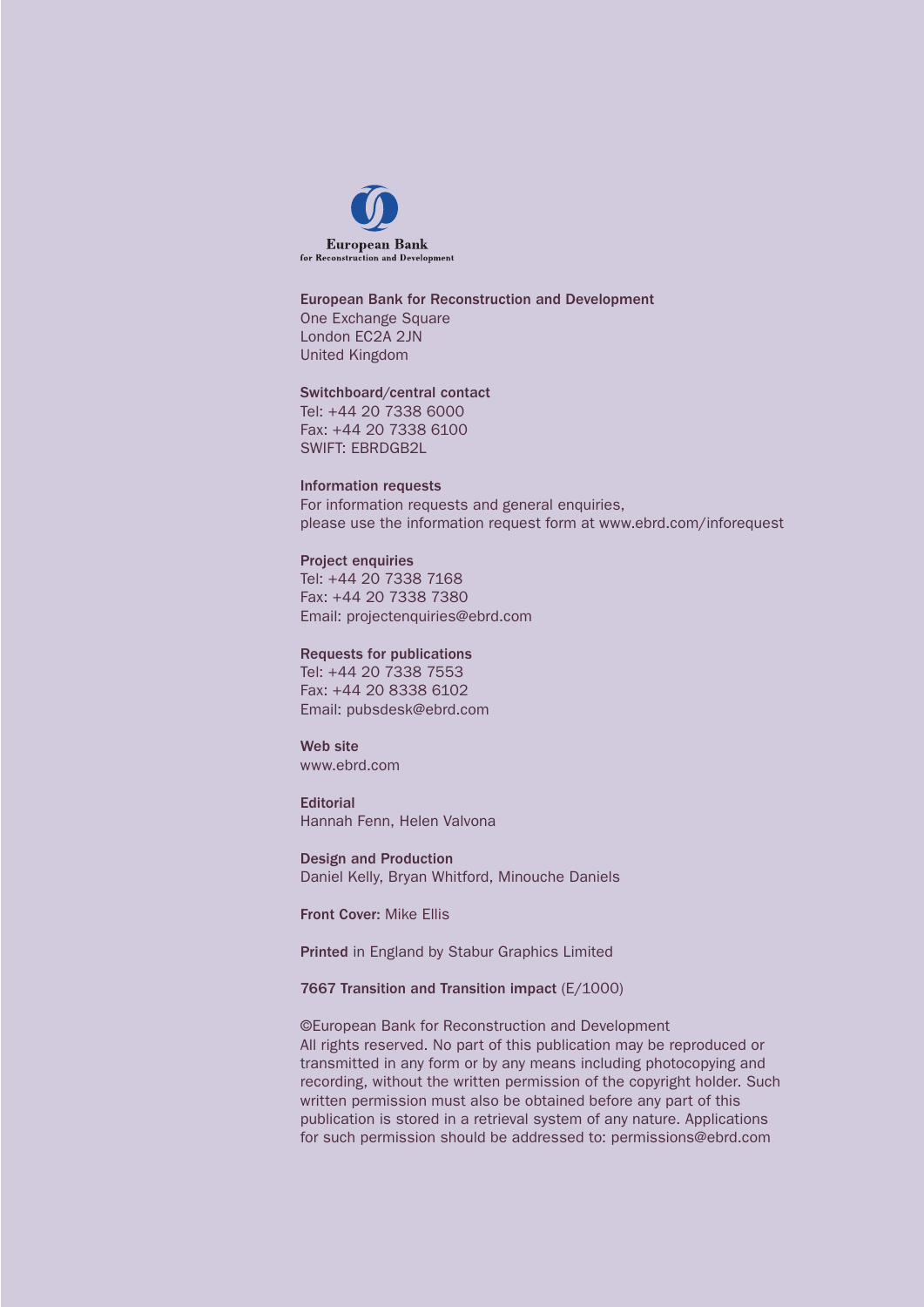European Bank
for Reconstruction and Development

**European Bank for Reconstruction and Development**
One Exchange Square
London EC2A 2JN
United Kingdom

**Switchboard/central contact**
Tel: +44 20 7338 6000
Fax: +44 20 7338 6100
SWIFT: EBRDGB2L

**Information requests**
For information requests and general enquiries,
please use the information request form at www.ebrd.com/inforequest

**Project enquiries**
Tel: +44 20 7338 7168
Fax: +44 20 7338 7380
Email: projectenquiries@ebrd.com

**Requests for publications**
Tel: +44 20 7338 7553
Fax: +44 20 8338 6102
Email: pubsdesk@ebrd.com

**Web site**
www.ebrd.com

**Editorial**
Hannah Fenn, Helen Valvona

**Design and Production**
Daniel Kelly, Bryan Whitford, Minouche Daniels

**Front Cover:** Mike Ellis

**Printed** in England by Stabur Graphics Limited

**7667 Transition and Transition impact** (E/1000)

©European Bank for Reconstruction and Development
All rights reserved. No part of this publication may be reproduced or transmitted in any form or by any means including photocopying and recording, without the written permission of the copyright holder. Such written permission must also be obtained before any part of this publication is stored in a retrieval system of any nature. Applications for such permission should be addressed to: permissions@ebrd.com